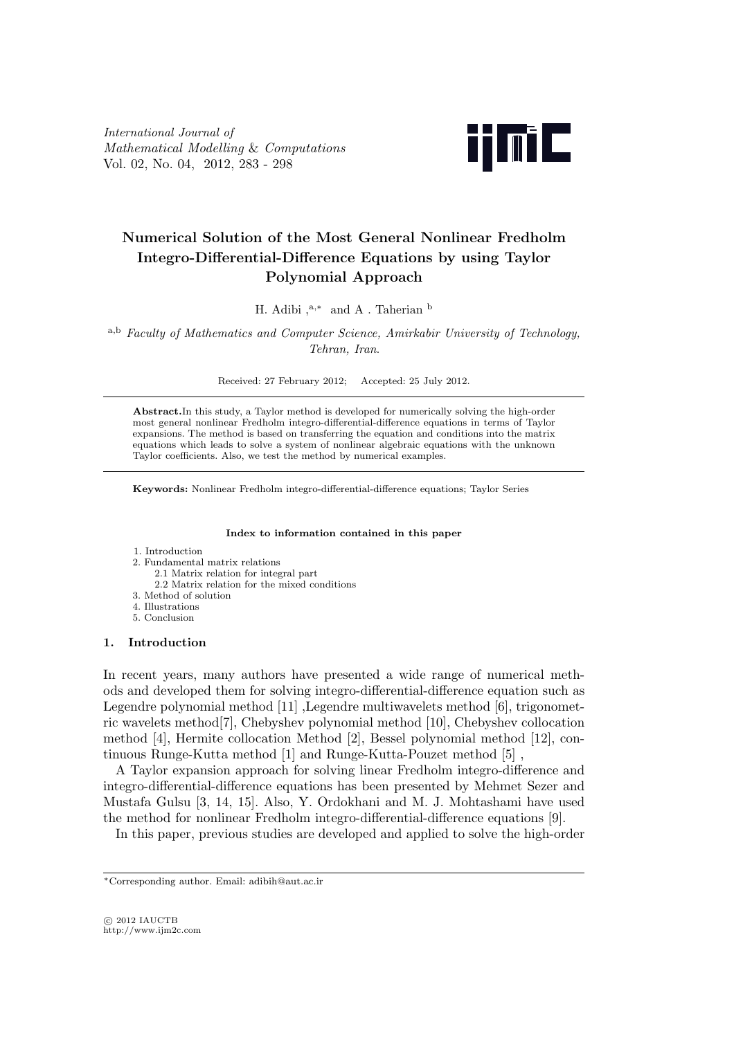International Journal of
Mathematical Modelling & Computations
Vol. 02, No. 04, 2012, 283 - 298

# Numerical Solution of the Most General Nonlinear Fredholm Integro-Differential-Difference Equations by using Taylor Polynomial Approach

H. Adibi [a,*] and A . Taherian [b]

[a,b] *Faculty of Mathematics and Computer Science, Amirkabir University of Technology, Tehran, Iran.*

Received: 27 February 2012; Accepted: 25 July 2012.

**Abstract.** In this study, a Taylor method is developed for numerically solving the high-order most general nonlinear Fredholm integro-differential-difference equations in terms of Taylor expansions. The method is based on transferring the equation and conditions into the matrix equations which leads to solve a system of nonlinear algebraic equations with the unknown Taylor coefficients. Also, we test the method by numerical examples.

**Keywords:** Nonlinear Fredholm integro-differential-difference equations; Taylor Series

**Index to information contained in this paper**

1. Introduction
2. Fundamental matrix relations
   - 2.1 Matrix relation for integral part
   - 2.2 Matrix relation for the mixed conditions
3. Method of solution
4. Illustrations
5. Conclusion

## 1. Introduction

In recent years, many authors have presented a wide range of numerical methods and developed them for solving integro-differential-difference equation such as Legendre polynomial method [11] ,Legendre multiwavelets method [6], trigonometric wavelets method[7], Chebyshev polynomial method [10], Chebyshev collocation method [4], Hermite collocation Method [2], Bessel polynomial method [12], continuous Runge-Kutta method [1] and Runge-Kutta-Pouzet method [5] ,

A Taylor expansion approach for solving linear Fredholm integro-difference and integro-differential-difference equations has been presented by Mehmet Sezer and Mustafa Gulsu [3, 14, 15]. Also, Y. Ordokhani and M. J. Mohtashami have used the method for nonlinear Fredholm integro-differential-difference equations [9].

In this paper, previous studies are developed and applied to solve the high-order

*Corresponding author. Email: adibih@aut.ac.ir

© 2012 IAUCTB
http://www.ijm2c.com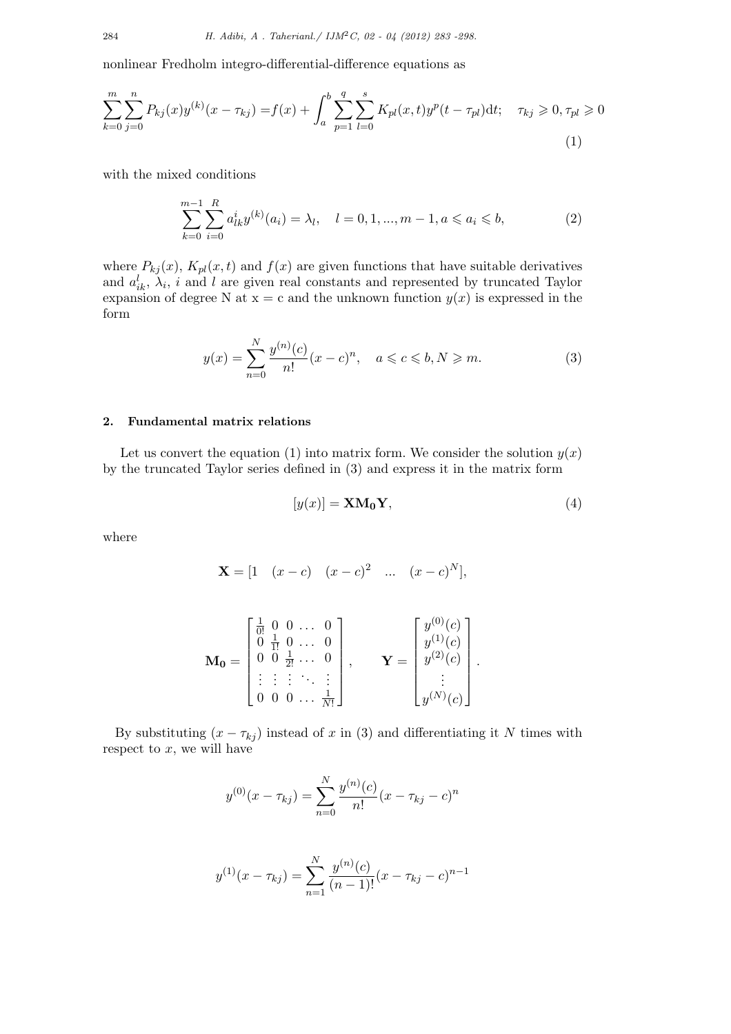nonlinear Fredholm integro-differential-difference equations as

$$\sum_{k=0}^{m}\sum_{j=0}^{n} P_{kj}(x)y^{(k)}(x-\tau_{kj}) = f(x) + \int_a^b \sum_{p=1}^{q}\sum_{l=0}^{s} K_{pl}(x,t)y^{p}(t-\tau_{pl})\mathrm{d}t; \quad \tau_{kj} \geqslant 0, \tau_{pl} \geqslant 0 \tag{1}$$

with the mixed conditions

$$\sum_{k=0}^{m-1}\sum_{i=0}^{R} a_{lk}^{i} y^{(k)}(a_i) = \lambda_l, \quad l = 0, 1, ..., m-1, a \leqslant a_i \leqslant b, \tag{2}$$

where $P_{kj}(x)$, $K_{pl}(x,t)$ and $f(x)$ are given functions that have suitable derivatives and $a_{ik}^{l}$, $\lambda_i$, $i$ and $l$ are given real constants and represented by truncated Taylor expansion of degree N at x = c and the unknown function $y(x)$ is expressed in the form

$$y(x) = \sum_{n=0}^{N} \frac{y^{(n)}(c)}{n!}(x-c)^n, \quad a \leqslant c \leqslant b, N \geqslant m. \tag{3}$$

## 2. Fundamental matrix relations

Let us convert the equation (1) into matrix form. We consider the solution $y(x)$ by the truncated Taylor series defined in (3) and express it in the matrix form

$$[y(x)] = \mathbf{X}\mathbf{M_0}\mathbf{Y}, \tag{4}$$

where

$$\mathbf{X} = [1 \quad (x-c) \quad (x-c)^2 \quad ... \quad (x-c)^N],$$

$$\mathbf{M_0} = \begin{bmatrix} \frac{1}{0!} & 0 & 0 & \dots & 0 \\ 0 & \frac{1}{1!} & 0 & \dots & 0 \\ 0 & 0 & \frac{1}{2!} & \dots & 0 \\ \vdots & \vdots & \vdots & \ddots & \vdots \\ 0 & 0 & 0 & \dots & \frac{1}{N!} \end{bmatrix}, \qquad \mathbf{Y} = \begin{bmatrix} y^{(0)}(c) \\ y^{(1)}(c) \\ y^{(2)}(c) \\ \vdots \\ y^{(N)}(c) \end{bmatrix}.$$

By substituting $(x-\tau_{kj})$ instead of $x$ in (3) and differentiating it $N$ times with respect to $x$, we will have

$$y^{(0)}(x-\tau_{kj}) = \sum_{n=0}^{N} \frac{y^{(n)}(c)}{n!}(x-\tau_{kj}-c)^n$$

$$y^{(1)}(x-\tau_{kj}) = \sum_{n=1}^{N} \frac{y^{(n)}(c)}{(n-1)!}(x-\tau_{kj}-c)^{n-1}$$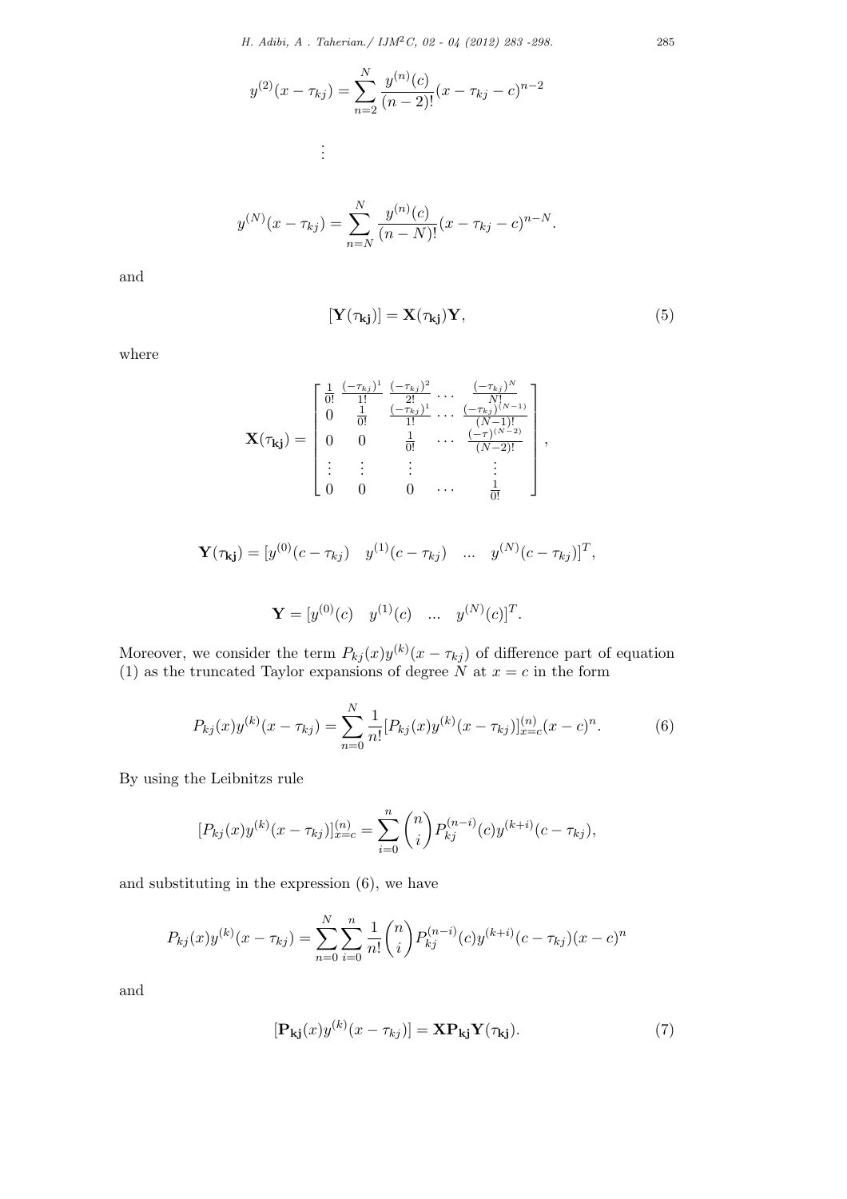$$y^{(2)}(x-\tau_{kj}) = \sum_{n=2}^{N} \frac{y^{(n)}(c)}{(n-2)!}(x-\tau_{kj}-c)^{n-2}$$

$$\vdots$$

$$y^{(N)}(x-\tau_{kj}) = \sum_{n=N}^{N} \frac{y^{(n)}(c)}{(n-N)!}(x-\tau_{kj}-c)^{n-N}.$$

and

$$[\mathbf{Y}(\tau_{\mathbf{kj}})] = \mathbf{X}(\tau_{\mathbf{kj}})\mathbf{Y}, \tag{5}$$

where

$$\mathbf{X}(\tau_{\mathbf{kj}}) = \begin{bmatrix} \frac{1}{0!} & \frac{(-\tau_{kj})^1}{1!} & \frac{(-\tau_{kj})^2}{2!} & \cdots & \frac{(-\tau_{kj})^N}{N!} \\ 0 & \frac{1}{0!} & \frac{(-\tau_{kj})^1}{1!} & \cdots & \frac{(-\tau_{kj})^{(N-1)}}{(N-1)!} \\ 0 & 0 & \frac{1}{0!} & \cdots & \frac{(-\tau)^{(N-2)}}{(N-2)!} \\ \vdots & \vdots & \vdots & & \vdots \\ 0 & 0 & 0 & \cdots & \frac{1}{0!} \end{bmatrix},$$

$$\mathbf{Y}(\tau_{\mathbf{kj}}) = [y^{(0)}(c-\tau_{kj}) \quad y^{(1)}(c-\tau_{kj}) \quad \ldots \quad y^{(N)}(c-\tau_{kj})]^T,$$

$$\mathbf{Y} = [y^{(0)}(c) \quad y^{(1)}(c) \quad \ldots \quad y^{(N)}(c)]^T.$$

Moreover, we consider the term $P_{kj}(x)y^{(k)}(x-\tau_{kj})$ of difference part of equation (1) as the truncated Taylor expansions of degree $N$ at $x = c$ in the form

$$P_{kj}(x)y^{(k)}(x-\tau_{kj}) = \sum_{n=0}^{N} \frac{1}{n!}[P_{kj}(x)y^{(k)}(x-\tau_{kj})]_{x=c}^{(n)}(x-c)^n. \tag{6}$$

By using the Leibnitzs rule

$$[P_{kj}(x)y^{(k)}(x-\tau_{kj})]_{x=c}^{(n)} = \sum_{i=0}^{n} \binom{n}{i} P_{kj}^{(n-i)}(c)y^{(k+i)}(c-\tau_{kj}),$$

and substituting in the expression (6), we have

$$P_{kj}(x)y^{(k)}(x-\tau_{kj}) = \sum_{n=0}^{N}\sum_{i=0}^{n} \frac{1}{n!}\binom{n}{i} P_{kj}^{(n-i)}(c)y^{(k+i)}(c-\tau_{kj})(x-c)^n$$

and

$$[\mathbf{P_{kj}}(x)y^{(k)}(x-\tau_{kj})] = \mathbf{X}\mathbf{P_{kj}}\mathbf{Y}(\tau_{\mathbf{kj}}). \tag{7}$$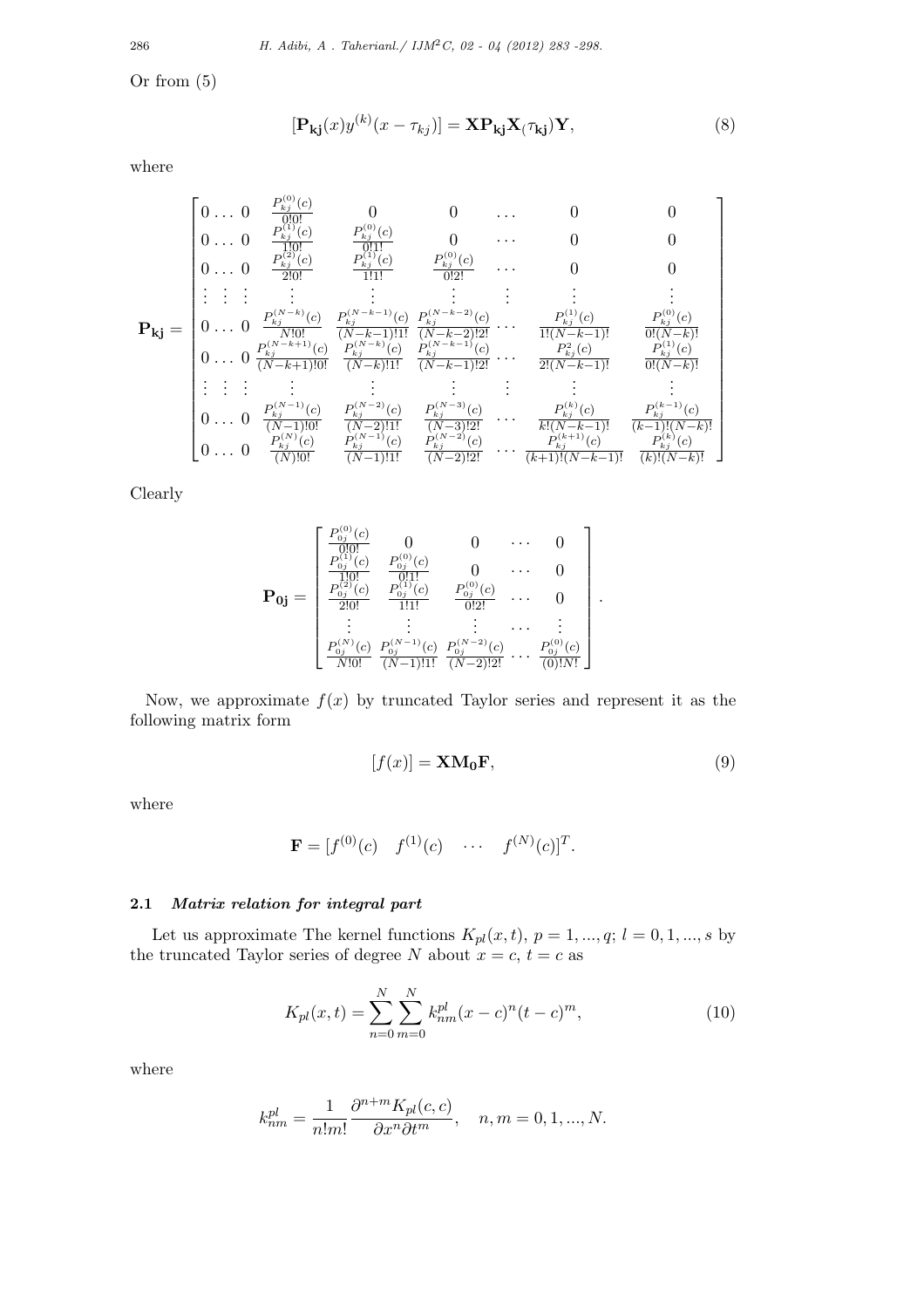Or from (5)

$$[\mathbf{P_{kj}}(x)y^{(k)}(x-\tau_{kj})] = \mathbf{X}\mathbf{P_{kj}}\mathbf{X}_(\tau_{\mathbf{kj}})\mathbf{Y}, \tag{8}$$

where

$$\mathbf{P_{kj}} = \begin{bmatrix}
0 \dots 0 & \frac{P_{kj}^{(0)}(c)}{0!0!} & 0 & 0 & \dots & 0 & 0 \\
0 \dots 0 & \frac{P_{kj}^{(1)}(c)}{1!0!} & \frac{P_{kj}^{(0)}(c)}{0!1!} & 0 & \dots & 0 & 0 \\
0 \dots 0 & \frac{P_{kj}^{(2)}(c)}{2!0!} & \frac{P_{kj}^{(1)}(c)}{1!1!} & \frac{P_{kj}^{(0)}(c)}{0!2!} & \dots & 0 & 0 \\
\vdots \;\vdots\; \vdots & \vdots & \vdots & \vdots & \vdots & \vdots & \vdots \\
0 \dots 0 & \frac{P_{kj}^{(N-k)}(c)}{N!0!} & \frac{P_{kj}^{(N-k-1)}(c)}{(N-k-1)!1!} & \frac{P_{kj}^{(N-k-2)}(c)}{(N-k-2)!2!} & \dots & \frac{P_{kj}^{(1)}(c)}{1!(N-k-1)!} & \frac{P_{kj}^{(0)}(c)}{0!(N-k)!} \\
0 \dots 0 & \frac{P_{kj}^{(N-k+1)}(c)}{(N-k+1)!0!} & \frac{P_{kj}^{(N-k)}(c)}{(N-k)!1!} & \frac{P_{kj}^{(N-k-1)}(c)}{(N-k-1)!2!} & \dots & \frac{P_{kj}^{2}(c)}{2!(N-k-1)!} & \frac{P_{kj}^{(1)}(c)}{0!(N-k)!} \\
\vdots \;\vdots\; \vdots & \vdots & \vdots & \vdots & \vdots & \vdots & \vdots \\
0 \dots 0 & \frac{P_{kj}^{(N-1)}(c)}{(N-1)!0!} & \frac{P_{kj}^{(N-2)}(c)}{(N-2)!1!} & \frac{P_{kj}^{(N-3)}(c)}{(N-3)!2!} & \dots & \frac{P_{kj}^{(k)}(c)}{k!(N-k-1)!} & \frac{P_{kj}^{(k-1)}(c)}{(k-1)!(N-k)!} \\
0 \dots 0 & \frac{P_{kj}^{(N)}(c)}{(N)!0!} & \frac{P_{kj}^{(N-1)}(c)}{(N-1)!1!} & \frac{P_{kj}^{(N-2)}(c)}{(N-2)!2!} & \dots & \frac{P_{kj}^{(k+1)}(c)}{(k+1)!(N-k-1)!} & \frac{P_{kj}^{(k)}(c)}{(k)!(N-k)!}
\end{bmatrix}$$

Clearly

$$\mathbf{P_{0j}} = \begin{bmatrix}
\frac{P_{0j}^{(0)}(c)}{0!0!} & 0 & 0 & \cdots & 0 \\
\frac{P_{0j}^{(1)}(c)}{1!0!} & \frac{P_{0j}^{(0)}(c)}{0!1!} & 0 & \cdots & 0 \\
\frac{P_{0j}^{(2)}(c)}{2!0!} & \frac{P_{0j}^{(1)}(c)}{1!1!} & \frac{P_{0j}^{(0)}(c)}{0!2!} & \cdots & 0 \\
\vdots & \vdots & \vdots & \cdots & \vdots \\
\frac{P_{0j}^{(N)}(c)}{N!0!} & \frac{P_{0j}^{(N-1)}(c)}{(N-1)!1!} & \frac{P_{0j}^{(N-2)}(c)}{(N-2)!2!} & \cdots & \frac{P_{0j}^{(0)}(c)}{(0)!N!}
\end{bmatrix}.$$

Now, we approximate $f(x)$ by truncated Taylor series and represent it as the following matrix form

$$[f(x)] = \mathbf{X}\mathbf{M_0}\mathbf{F}, \tag{9}$$

where

$$\mathbf{F} = [f^{(0)}(c) \quad f^{(1)}(c) \quad \cdots \quad f^{(N)}(c)]^T.$$

### 2.1 *Matrix relation for integral part*

Let us approximate The kernel functions $K_{pl}(x,t)$, $p = 1, ..., q$; $l = 0, 1, ..., s$ by the truncated Taylor series of degree $N$ about $x = c$, $t = c$ as

$$K_{pl}(x,t) = \sum_{n=0}^{N} \sum_{m=0}^{N} k_{nm}^{pl}(x-c)^n(t-c)^m, \tag{10}$$

where

$$k_{nm}^{pl} = \frac{1}{n!m!} \frac{\partial^{n+m} K_{pl}(c,c)}{\partial x^n \partial t^m}, \quad n, m = 0, 1, ..., N.$$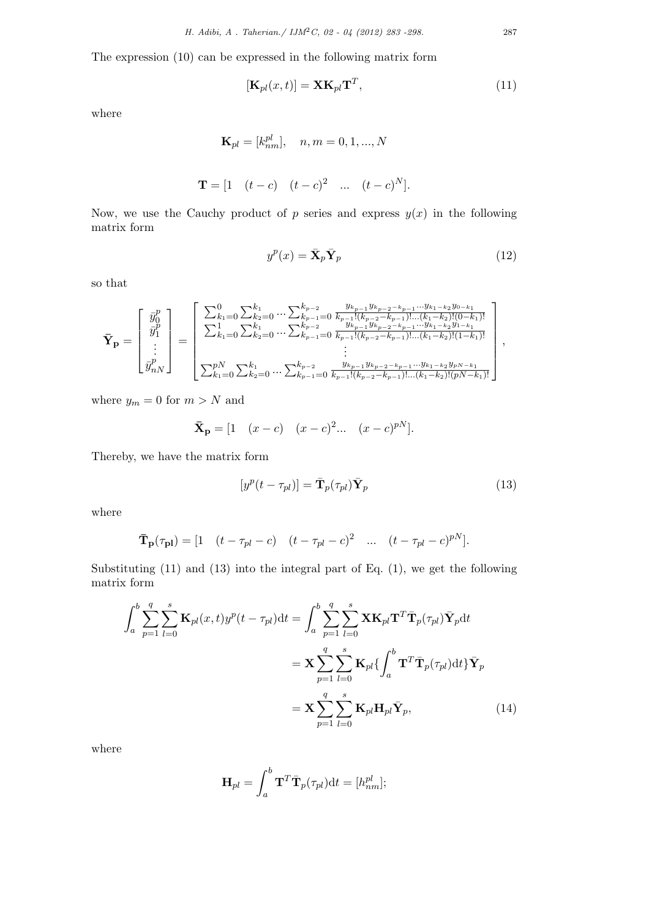The expression (10) can be expressed in the following matrix form

$$[\mathbf{K}_{pl}(x,t)] = \mathbf{X}\mathbf{K}_{pl}\mathbf{T}^T, \tag{11}$$

where

$$\mathbf{K}_{pl} = [k_{nm}^{pl}], \quad n,m = 0,1,...,N$$

$$\mathbf{T} = [1 \quad (t-c) \quad (t-c)^2 \quad ... \quad (t-c)^N].$$

Now, we use the Cauchy product of $p$ series and express $y(x)$ in the following matrix form

$$y^p(x) = \bar{\mathbf{X}}_p\bar{\mathbf{Y}}_p \tag{12}$$

so that

$$\bar{\mathbf{Y}}_{\mathbf{p}} = \begin{bmatrix} \bar{y}_0^p \\ \bar{y}_1^p \\ \vdots \\ \bar{y}_{nN}^p \end{bmatrix} = \begin{bmatrix} \sum_{k_1=0}^{0}\sum_{k_2=0}^{k_1}\cdots\sum_{k_{p-1}=0}^{k_{p-2}} \frac{y_{k_{p-1}}y_{k_{p-2}-k_{p-1}}\cdots y_{k_1-k_2}y_{0-k_1}}{k_{p-1}!(k_{p-2}-k_{p-1})!\ldots(k_1-k_2)!(0-k_1)!} \\ \sum_{k_1=0}^{1}\sum_{k_2=0}^{k_1}\cdots\sum_{k_{p-1}=0}^{k_{p-2}} \frac{y_{k_{p-1}}y_{k_{p-2}-k_{p-1}}\cdots y_{k_1-k_2}y_{1-k_1}}{k_{p-1}!(k_{p-2}-k_{p-1})!\ldots(k_1-k_2)!(1-k_1)!} \\ \vdots \\ \sum_{k_1=0}^{pN}\sum_{k_2=0}^{k_1}\cdots\sum_{k_{p-1}=0}^{k_{p-2}} \frac{y_{k_{p-1}}y_{k_{p-2}-k_{p-1}}\cdots y_{k_1-k_2}y_{pN-k_1}}{k_{p-1}!(k_{p-2}-k_{p-1})!\ldots(k_1-k_2)!(pN-k_1)!} \end{bmatrix},$$

where $y_m = 0$ for $m > N$ and

$$\bar{\mathbf{X}}_{\mathbf{p}} = [1 \quad (x-c) \quad (x-c)^2 \ldots \quad (x-c)^{pN}].$$

Thereby, we have the matrix form

$$[y^p(t-\tau_{pl})] = \bar{\mathbf{T}}_p(\tau_{pl})\bar{\mathbf{Y}}_p \tag{13}$$

where

$$\bar{\mathbf{T}}_{\mathbf{p}}(\tau_{\mathbf{pl}}) = [1 \quad (t-\tau_{pl}-c) \quad (t-\tau_{pl}-c)^2 \quad ... \quad (t-\tau_{pl}-c)^{pN}].$$

Substituting (11) and (13) into the integral part of Eq. (1), we get the following matrix form

$$\begin{aligned}\int_a^b \sum_{p=1}^{q}\sum_{l=0}^{s} \mathbf{K}_{pl}(x,t)y^p(t-\tau_{pl})\mathrm{d}t &= \int_a^b \sum_{p=1}^{q}\sum_{l=0}^{s} \mathbf{X}\mathbf{K}_{pl}\mathbf{T}^T\bar{\mathbf{T}}_p(\tau_{pl})\bar{\mathbf{Y}}_p\mathrm{d}t \\ &= \mathbf{X}\sum_{p=1}^{q}\sum_{l=0}^{s}\mathbf{K}_{pl}\{\int_a^b \mathbf{T}^T\bar{\mathbf{T}}_p(\tau_{pl})\mathrm{d}t\}\bar{\mathbf{Y}}_p \\ &= \mathbf{X}\sum_{p=1}^{q}\sum_{l=0}^{s}\mathbf{K}_{pl}\mathbf{H}_{pl}\bar{\mathbf{Y}}_p, \end{aligned} \tag{14}$$

where

$$\mathbf{H}_{pl} = \int_a^b \mathbf{T}^T\bar{\mathbf{T}}_p(\tau_{pl})\mathrm{d}t = [h_{nm}^{pl}];$$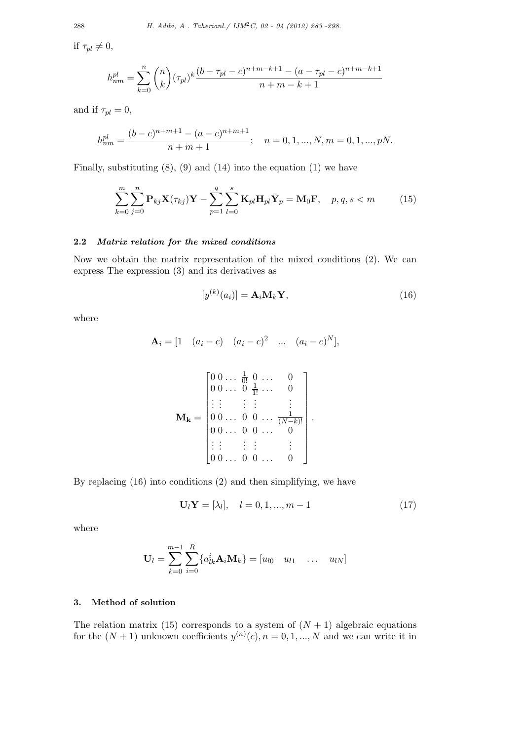if $\tau_{pl} \neq 0$,

$$h_{nm}^{pl} = \sum_{k=0}^{n} \binom{n}{k} (\tau_{pl})^k \frac{(b-\tau_{pl}-c)^{n+m-k+1} - (a-\tau_{pl}-c)^{n+m-k+1}}{n+m-k+1}$$

and if $\tau_{pl} = 0$,

$$h_{nm}^{pl} = \frac{(b-c)^{n+m+1} - (a-c)^{n+m+1}}{n+m+1}; \quad n = 0,1,...,N, m = 0,1,...,pN.$$

Finally, substituting (8), (9) and (14) into the equation (1) we have

$$\sum_{k=0}^{m} \sum_{j=0}^{n} \mathbf{P}_{kj} \mathbf{X}(\tau_{kj}) \mathbf{Y} - \sum_{p=1}^{q} \sum_{l=0}^{s} \mathbf{K}_{pl} \mathbf{H}_{pl} \bar{\mathbf{Y}}_p = \mathbf{M}_0 \mathbf{F}, \quad p,q,s < m \tag{15}$$

### 2.2 *Matrix relation for the mixed conditions*

Now we obtain the matrix representation of the mixed conditions (2). We can express The expression (3) and its derivatives as

$$[y^{(k)}(a_i)] = \mathbf{A}_i \mathbf{M}_k \mathbf{Y}, \tag{16}$$

where

$$\mathbf{A}_i = [1 \quad (a_i - c) \quad (a_i - c)^2 \quad ... \quad (a_i - c)^N],$$

$$\mathbf{M_k} = \begin{bmatrix} 0 \; 0 \ldots & \frac{1}{0!} & 0 & \ldots & 0 \\ 0 \; 0 \ldots & 0 & \frac{1}{1!} & \ldots & 0 \\ \vdots \; \vdots & \vdots & \vdots & & \vdots \\ 0 \; 0 \ldots & 0 & 0 & \ldots & \frac{1}{(N-k)!} \\ 0 \; 0 \ldots & 0 & 0 & \ldots & 0 \\ \vdots \; \vdots & \vdots & \vdots & & \vdots \\ 0 \; 0 \ldots & 0 & 0 & \ldots & 0 \end{bmatrix}.$$

By replacing (16) into conditions (2) and then simplifying, we have

$$\mathbf{U}_l \mathbf{Y} = [\lambda_l], \quad l = 0,1,...,m-1 \tag{17}$$

where

$$\mathbf{U}_l = \sum_{k=0}^{m-1} \sum_{i=0}^{R} \{a_{lk}^i \mathbf{A}_i \mathbf{M}_k\} = [u_{l0} \quad u_{l1} \quad \ldots \quad u_{lN}]$$

## 3. Method of solution

The relation matrix (15) corresponds to a system of $(N+1)$ algebraic equations for the $(N+1)$ unknown coefficients $y^{(n)}(c), n = 0,1,...,N$ and we can write it in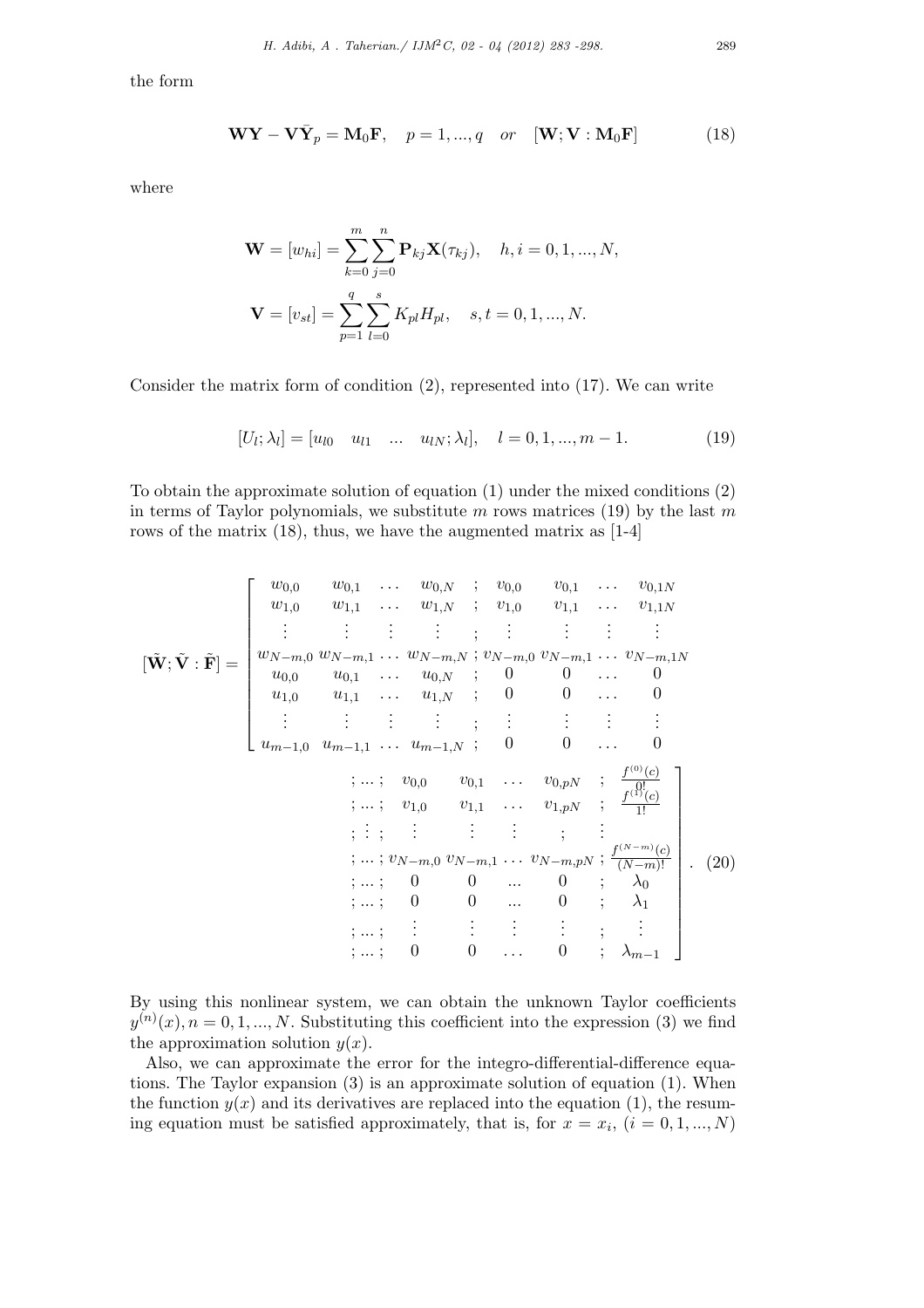the form

$$\mathbf{W}\mathbf{Y} - \mathbf{V}\bar{\mathbf{Y}}_p = \mathbf{M}_0\mathbf{F}, \quad p = 1, ..., q \quad or \quad [\mathbf{W}; \mathbf{V} : \mathbf{M}_0\mathbf{F}] \tag{18}$$

where

$$\mathbf{W} = [w_{hi}] = \sum_{k=0}^{m}\sum_{j=0}^{n} \mathbf{P}_{kj}\mathbf{X}(\tau_{kj}), \quad h, i = 0, 1, ..., N,$$

$$\mathbf{V} = [v_{st}] = \sum_{p=1}^{q}\sum_{l=0}^{s} K_{pl}H_{pl}, \quad s, t = 0, 1, ..., N.$$

Consider the matrix form of condition (2), represented into (17). We can write

$$[U_l; \lambda_l] = [u_{l0} \quad u_{l1} \quad ... \quad u_{lN}; \lambda_l], \quad l = 0, 1, ..., m-1. \tag{19}$$

To obtain the approximate solution of equation (1) under the mixed conditions (2) in terms of Taylor polynomials, we substitute $m$ rows matrices (19) by the last $m$ rows of the matrix (18), thus, we have the augmented matrix as [1-4]

$$[\tilde{\mathbf{W}}; \tilde{\mathbf{V}} : \tilde{\mathbf{F}}] = \left[\begin{array}{cccccccccccccccccc}
w_{0,0} & w_{0,1} & \dots & w_{0,N} & ; & v_{0,0} & v_{0,1} & \dots & v_{0,1N} & ; \dots ; & v_{0,0} & v_{0,1} & \dots & v_{0,pN} & ; & \frac{f^{(0)}(c)}{0!} \\
w_{1,0} & w_{1,1} & \dots & w_{1,N} & ; & v_{1,0} & v_{1,1} & \dots & v_{1,1N} & ; \dots ; & v_{1,0} & v_{1,1} & \dots & v_{1,pN} & ; & \frac{f^{(1)}(c)}{1!} \\
\vdots & \vdots & \vdots & \vdots & ; & \vdots & \vdots & \vdots & \vdots & ; \vdots ; & \vdots & \vdots & \vdots & ; & & \vdots \\
w_{N-m,0} & w_{N-m,1} & \dots & w_{N-m,N} & ; & v_{N-m,0} & v_{N-m,1} & \dots & v_{N-m,1N} & ; \dots ; & v_{N-m,0} & v_{N-m,1} & \dots & v_{N-m,pN} & ; & \frac{f^{(N-m)}(c)}{(N-m)!} \\
u_{0,0} & u_{0,1} & \dots & u_{0,N} & ; & 0 & 0 & \dots & 0 & ; \dots ; & 0 & 0 & ... & 0 & ; & \lambda_0 \\
u_{1,0} & u_{1,1} & \dots & u_{1,N} & ; & 0 & 0 & \dots & 0 & ; \dots ; & 0 & 0 & ... & 0 & ; & \lambda_1 \\
\vdots & \vdots & \vdots & \vdots & ; & \vdots & \vdots & \vdots & \vdots & ; \dots ; & \vdots & \vdots & \vdots & \vdots & ; & \vdots \\
u_{m-1,0} & u_{m-1,1} & \dots & u_{m-1,N} & ; & 0 & 0 & \dots & 0 & ; \dots ; & 0 & 0 & \dots & 0 & ; & \lambda_{m-1}
\end{array}\right]. \tag{20}$$

By using this nonlinear system, we can obtain the unknown Taylor coefficients $y^{(n)}(x), n = 0, 1, ..., N$. Substituting this coefficient into the expression (3) we find the approximation solution $y(x)$.

Also, we can approximate the error for the integro-differential-difference equations. The Taylor expansion (3) is an approximate solution of equation (1). When the function $y(x)$ and its derivatives are replaced into the equation (1), the resuming equation must be satisfied approximately, that is, for $x = x_i$, $(i = 0, 1, ..., N)$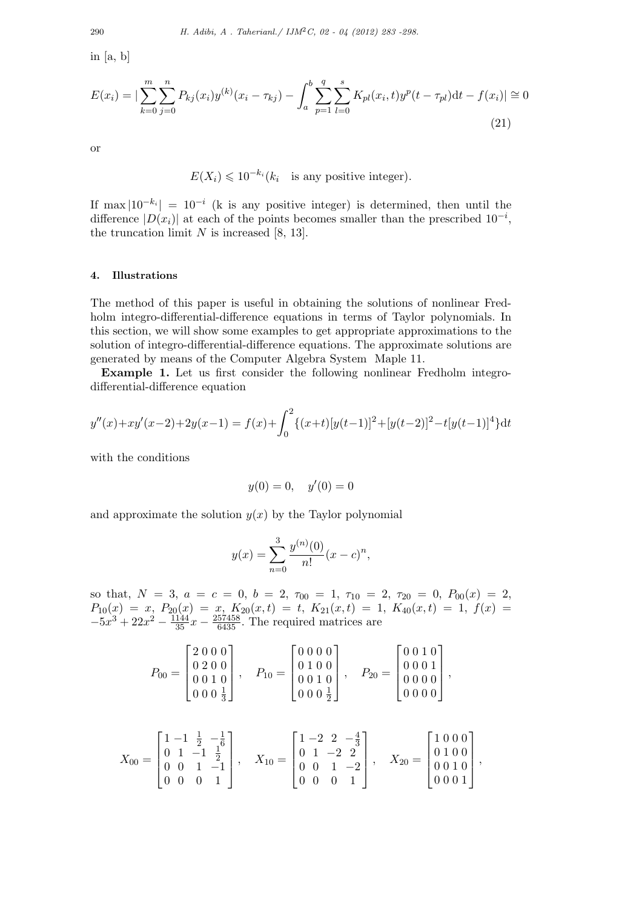in [a, b]

$$E(x_i) = |\sum_{k=0}^{m}\sum_{j=0}^{n} P_{kj}(x_i)y^{(k)}(x_i - \tau_{kj}) - \int_a^b \sum_{p=1}^{q}\sum_{l=0}^{s} K_{pl}(x_i,t)y^p(t-\tau_{pl})\mathrm{d}t - f(x_i)| \cong 0 \tag{21}$$

or

$$E(X_i) \leqslant 10^{-k_i}(k_i \quad \text{is any positive integer}).$$

If $\max|10^{-k_i}| = 10^{-i}$ (k is any positive integer) is determined, then until the difference $|D(x_i)|$ at each of the points becomes smaller than the prescribed $10^{-i}$, the truncation limit $N$ is increased [8, 13].

## 4. Illustrations

The method of this paper is useful in obtaining the solutions of nonlinear Fredholm integro-differential-difference equations in terms of Taylor polynomials. In this section, we will show some examples to get appropriate approximations to the solution of integro-differential-difference equations. The approximate solutions are generated by means of the Computer Algebra System Maple 11.

**Example 1.** Let us first consider the following nonlinear Fredholm integro-differential-difference equation

$$y''(x)+xy'(x-2)+2y(x-1) = f(x)+\int_0^2\{(x+t)[y(t-1)]^2+[y(t-2)]^2-t[y(t-1)]^4\}\mathrm{d}t$$

with the conditions

$$y(0) = 0, \quad y'(0) = 0$$

and approximate the solution $y(x)$ by the Taylor polynomial

$$y(x) = \sum_{n=0}^{3}\frac{y^{(n)}(0)}{n!}(x-c)^n,$$

so that, $N = 3$, $a = c = 0$, $b = 2$, $\tau_{00} = 1$, $\tau_{10} = 2$, $\tau_{20} = 0$, $P_{00}(x) = 2$, $P_{10}(x) = x$, $P_{20}(x) = x$, $K_{20}(x,t) = t$, $K_{21}(x,t) = 1$, $K_{40}(x,t) = 1$, $f(x) = -5x^3 + 22x^2 - \frac{1144}{35}x - \frac{257458}{6435}$. The required matrices are

$$P_{00} = \begin{bmatrix} 2 & 0 & 0 & 0 \\ 0 & 2 & 0 & 0 \\ 0 & 0 & 1 & 0 \\ 0 & 0 & 0 & \frac{1}{3} \end{bmatrix}, \quad P_{10} = \begin{bmatrix} 0 & 0 & 0 & 0 \\ 0 & 1 & 0 & 0 \\ 0 & 0 & 1 & 0 \\ 0 & 0 & 0 & \frac{1}{2} \end{bmatrix}, \quad P_{20} = \begin{bmatrix} 0 & 0 & 1 & 0 \\ 0 & 0 & 0 & 1 \\ 0 & 0 & 0 & 0 \\ 0 & 0 & 0 & 0 \end{bmatrix},$$

$$X_{00} = \begin{bmatrix} 1 & -1 & \frac{1}{2} & -\frac{1}{6} \\ 0 & 1 & -1 & \frac{1}{2} \\ 0 & 0 & 1 & -1 \\ 0 & 0 & 0 & 1 \end{bmatrix}, \quad X_{10} = \begin{bmatrix} 1 & -2 & 2 & -\frac{4}{3} \\ 0 & 1 & -2 & 2 \\ 0 & 0 & 1 & -2 \\ 0 & 0 & 0 & 1 \end{bmatrix}, \quad X_{20} = \begin{bmatrix} 1 & 0 & 0 & 0 \\ 0 & 1 & 0 & 0 \\ 0 & 0 & 1 & 0 \\ 0 & 0 & 0 & 1 \end{bmatrix},$$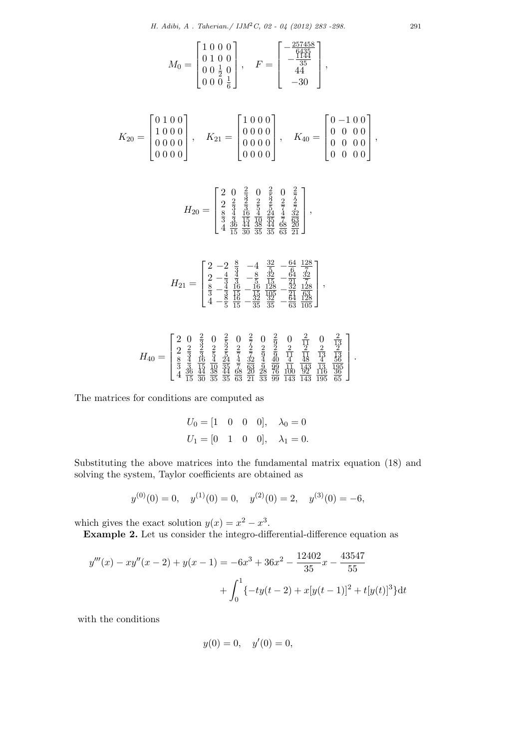$$M_0 = \begin{bmatrix} 1 & 0 & 0 & 0 \\ 0 & 1 & 0 & 0 \\ 0 & 0 & \frac{1}{2} & 0 \\ 0 & 0 & 0 & \frac{1}{6} \end{bmatrix}, \quad F = \begin{bmatrix} -\frac{257458}{6435} \\ -\frac{1144}{35} \\ 44 \\ -30 \end{bmatrix},$$

$$K_{20} = \begin{bmatrix} 0 & 1 & 0 & 0 \\ 1 & 0 & 0 & 0 \\ 0 & 0 & 0 & 0 \\ 0 & 0 & 0 & 0 \end{bmatrix}, \quad K_{21} = \begin{bmatrix} 1 & 0 & 0 & 0 \\ 0 & 0 & 0 & 0 \\ 0 & 0 & 0 & 0 \\ 0 & 0 & 0 & 0 \end{bmatrix}, \quad K_{40} = \begin{bmatrix} 0 & -1 & 0 & 0 \\ 0 & 0 & 0 & 0 \\ 0 & 0 & 0 & 0 \\ 0 & 0 & 0 & 0 \end{bmatrix},$$

$$H_{20} = \begin{bmatrix} 2 & 0 & \frac{2}{3} & 0 & \frac{2}{5} & 0 & \frac{2}{7} \\ 2 & \frac{2}{3} & \frac{2}{3} & \frac{2}{5} & \frac{2}{5} & \frac{2}{7} & \frac{2}{7} \\ \frac{8}{3} & \frac{4}{3} & \frac{16}{15} & \frac{4}{10} & \frac{24}{35} & \frac{4}{7} & \frac{32}{63} \\ 4 & \frac{36}{15} & \frac{44}{30} & \frac{38}{35} & \frac{44}{35} & \frac{68}{63} & \frac{20}{21} \end{bmatrix},$$

$$H_{21} = \begin{bmatrix} 2 & -2 & \frac{8}{3} & -4 & \frac{32}{5} & -\frac{64}{6} & \frac{128}{7} \\ 2 & -\frac{4}{3} & \frac{4}{3} & -\frac{8}{5} & \frac{32}{15} & -\frac{64}{21} & \frac{32}{7} \\ \frac{8}{3} & -\frac{4}{3} & \frac{16}{15} & -\frac{16}{15} & \frac{128}{105} & -\frac{32}{21} & \frac{128}{63} \\ 4 & -\frac{8}{5} & \frac{16}{15} & -\frac{32}{35} & \frac{32}{35} & -\frac{64}{63} & \frac{128}{105} \end{bmatrix},$$

$$H_{40} = \begin{bmatrix} 2 & 0 & \frac{2}{3} & 0 & \frac{2}{5} & 0 & \frac{2}{7} & 0 & \frac{2}{9} & 0 & \frac{2}{11} & 0 & \frac{2}{13} \\ 2 & \frac{2}{3} & \frac{2}{3} & \frac{2}{5} & \frac{2}{5} & \frac{2}{7} & \frac{2}{7} & \frac{2}{9} & \frac{2}{9} & \frac{2}{11} & \frac{2}{11} & \frac{2}{13} & \frac{2}{13} \\ \frac{8}{3} & \frac{4}{3} & \frac{16}{15} & \frac{4}{10} & \frac{24}{35} & \frac{4}{7} & \frac{32}{63} & \frac{4}{9} & \frac{40}{99} & \frac{4}{11} & \frac{48}{143} & \frac{4}{13} & \frac{56}{195} \\ 4 & \frac{36}{15} & \frac{44}{30} & \frac{38}{35} & \frac{44}{35} & \frac{68}{63} & \frac{20}{21} & \frac{28}{33} & \frac{76}{99} & \frac{100}{143} & \frac{92}{143} & \frac{116}{195} & \frac{36}{65} \end{bmatrix}.$$

The matrices for conditions are computed as

$$U_0 = [1 \quad 0 \quad 0 \quad 0], \quad \lambda_0 = 0$$
$$U_1 = [0 \quad 1 \quad 0 \quad 0], \quad \lambda_1 = 0.$$

Substituting the above matrices into the fundamental matrix equation (18) and solving the system, Taylor coefficients are obtained as

$$y^{(0)}(0) = 0, \quad y^{(1)}(0) = 0, \quad y^{(2)}(0) = 2, \quad y^{(3)}(0) = -6,$$

which gives the exact solution $y(x) = x^2 - x^3$.

**Example 2.** Let us consider the integro-differential-difference equation as

$$y'''(x) - xy''(x-2) + y(x-1) = -6x^3 + 36x^2 - \frac{12402}{35}x - \frac{43547}{55} + \int_0^1 \{-ty(t-2) + x[y(t-1)]^2 + t[y(t)]^3\}\mathrm{d}t$$

with the conditions

$$y(0) = 0, \quad y'(0) = 0,$$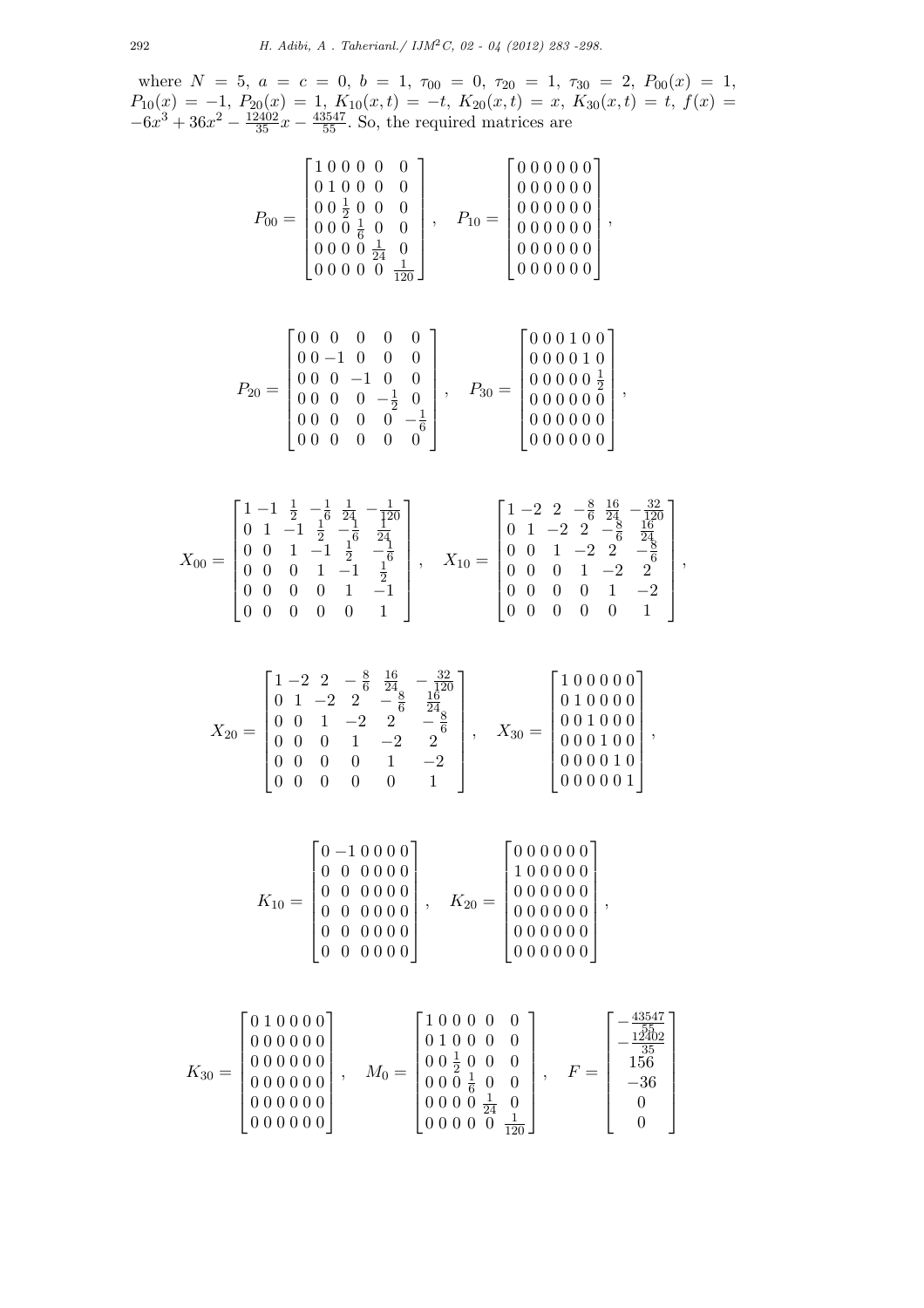where $N = 5$, $a = c = 0$, $b = 1$, $\tau_{00} = 0$, $\tau_{20} = 1$, $\tau_{30} = 2$, $P_{00}(x) = 1$, $P_{10}(x) = -1$, $P_{20}(x) = 1$, $K_{10}(x,t) = -t$, $K_{20}(x,t) = x$, $K_{30}(x,t) = t$, $f(x) = -6x^3 + 36x^2 - \frac{12402}{35}x - \frac{43547}{55}$. So, the required matrices are

$$
P_{00} = \begin{bmatrix} 1 & 0 & 0 & 0 & 0 & 0 \\ 0 & 1 & 0 & 0 & 0 & 0 \\ 0 & 0 & \frac{1}{2} & 0 & 0 & 0 \\ 0 & 0 & 0 & \frac{1}{6} & 0 & 0 \\ 0 & 0 & 0 & 0 & \frac{1}{24} & 0 \\ 0 & 0 & 0 & 0 & 0 & \frac{1}{120} \end{bmatrix}, \quad P_{10} = \begin{bmatrix} 0 & 0 & 0 & 0 & 0 & 0 \\ 0 & 0 & 0 & 0 & 0 & 0 \\ 0 & 0 & 0 & 0 & 0 & 0 \\ 0 & 0 & 0 & 0 & 0 & 0 \\ 0 & 0 & 0 & 0 & 0 & 0 \\ 0 & 0 & 0 & 0 & 0 & 0 \end{bmatrix},
$$

$$
P_{20} = \begin{bmatrix} 0 & 0 & 0 & 0 & 0 & 0 \\ 0 & 0 & -1 & 0 & 0 & 0 \\ 0 & 0 & 0 & -1 & 0 & 0 \\ 0 & 0 & 0 & 0 & -\frac{1}{2} & 0 \\ 0 & 0 & 0 & 0 & 0 & -\frac{1}{6} \\ 0 & 0 & 0 & 0 & 0 & 0 \end{bmatrix}, \quad P_{30} = \begin{bmatrix} 0 & 0 & 0 & 1 & 0 & 0 \\ 0 & 0 & 0 & 0 & 1 & 0 \\ 0 & 0 & 0 & 0 & 0 & \frac{1}{2} \\ 0 & 0 & 0 & 0 & 0 & 0 \\ 0 & 0 & 0 & 0 & 0 & 0 \\ 0 & 0 & 0 & 0 & 0 & 0 \end{bmatrix},
$$

$$
X_{00} = \begin{bmatrix} 1 & -1 & \frac{1}{2} & -\frac{1}{6} & \frac{1}{24} & -\frac{1}{120} \\ 0 & 1 & -1 & \frac{1}{2} & -\frac{1}{6} & \frac{1}{24} \\ 0 & 0 & 1 & -1 & \frac{1}{2} & -\frac{1}{6} \\ 0 & 0 & 0 & 1 & -1 & \frac{1}{2} \\ 0 & 0 & 0 & 0 & 1 & -1 \\ 0 & 0 & 0 & 0 & 0 & 1 \end{bmatrix}, \quad X_{10} = \begin{bmatrix} 1 & -2 & 2 & -\frac{8}{6} & \frac{16}{24} & -\frac{32}{120} \\ 0 & 1 & -2 & 2 & -\frac{8}{6} & \frac{16}{24} \\ 0 & 0 & 1 & -2 & 2 & -\frac{8}{6} \\ 0 & 0 & 0 & 1 & -2 & 2 \\ 0 & 0 & 0 & 0 & 1 & -2 \\ 0 & 0 & 0 & 0 & 0 & 1 \end{bmatrix},
$$

$$
X_{20} = \begin{bmatrix} 1 & -2 & 2 & -\frac{8}{6} & \frac{16}{24} & -\frac{32}{120} \\ 0 & 1 & -2 & 2 & -\frac{8}{6} & \frac{16}{24} \\ 0 & 0 & 1 & -2 & 2 & -\frac{8}{6} \\ 0 & 0 & 0 & 1 & -2 & 2 \\ 0 & 0 & 0 & 0 & 1 & -2 \\ 0 & 0 & 0 & 0 & 0 & 1 \end{bmatrix}, \quad X_{30} = \begin{bmatrix} 1 & 0 & 0 & 0 & 0 & 0 \\ 0 & 1 & 0 & 0 & 0 & 0 \\ 0 & 0 & 1 & 0 & 0 & 0 \\ 0 & 0 & 0 & 1 & 0 & 0 \\ 0 & 0 & 0 & 0 & 1 & 0 \\ 0 & 0 & 0 & 0 & 0 & 1 \end{bmatrix},
$$

$$
K_{10} = \begin{bmatrix} 0 & -1 & 0 & 0 & 0 & 0 \\ 0 & 0 & 0 & 0 & 0 & 0 \\ 0 & 0 & 0 & 0 & 0 & 0 \\ 0 & 0 & 0 & 0 & 0 & 0 \\ 0 & 0 & 0 & 0 & 0 & 0 \\ 0 & 0 & 0 & 0 & 0 & 0 \end{bmatrix}, \quad K_{20} = \begin{bmatrix} 0 & 0 & 0 & 0 & 0 & 0 \\ 1 & 0 & 0 & 0 & 0 & 0 \\ 0 & 0 & 0 & 0 & 0 & 0 \\ 0 & 0 & 0 & 0 & 0 & 0 \\ 0 & 0 & 0 & 0 & 0 & 0 \\ 0 & 0 & 0 & 0 & 0 & 0 \end{bmatrix},
$$

$$
K_{30} = \begin{bmatrix} 0 & 1 & 0 & 0 & 0 & 0 \\ 0 & 0 & 0 & 0 & 0 & 0 \\ 0 & 0 & 0 & 0 & 0 & 0 \\ 0 & 0 & 0 & 0 & 0 & 0 \\ 0 & 0 & 0 & 0 & 0 & 0 \\ 0 & 0 & 0 & 0 & 0 & 0 \end{bmatrix}, \quad M_0 = \begin{bmatrix} 1 & 0 & 0 & 0 & 0 & 0 \\ 0 & 1 & 0 & 0 & 0 & 0 \\ 0 & 0 & \frac{1}{2} & 0 & 0 & 0 \\ 0 & 0 & 0 & \frac{1}{6} & 0 & 0 \\ 0 & 0 & 0 & 0 & \frac{1}{24} & 0 \\ 0 & 0 & 0 & 0 & 0 & \frac{1}{120} \end{bmatrix}, \quad F = \begin{bmatrix} -\frac{43547}{55} \\ -\frac{12402}{35} \\ 156 \\ -36 \\ 0 \\ 0 \end{bmatrix}
$$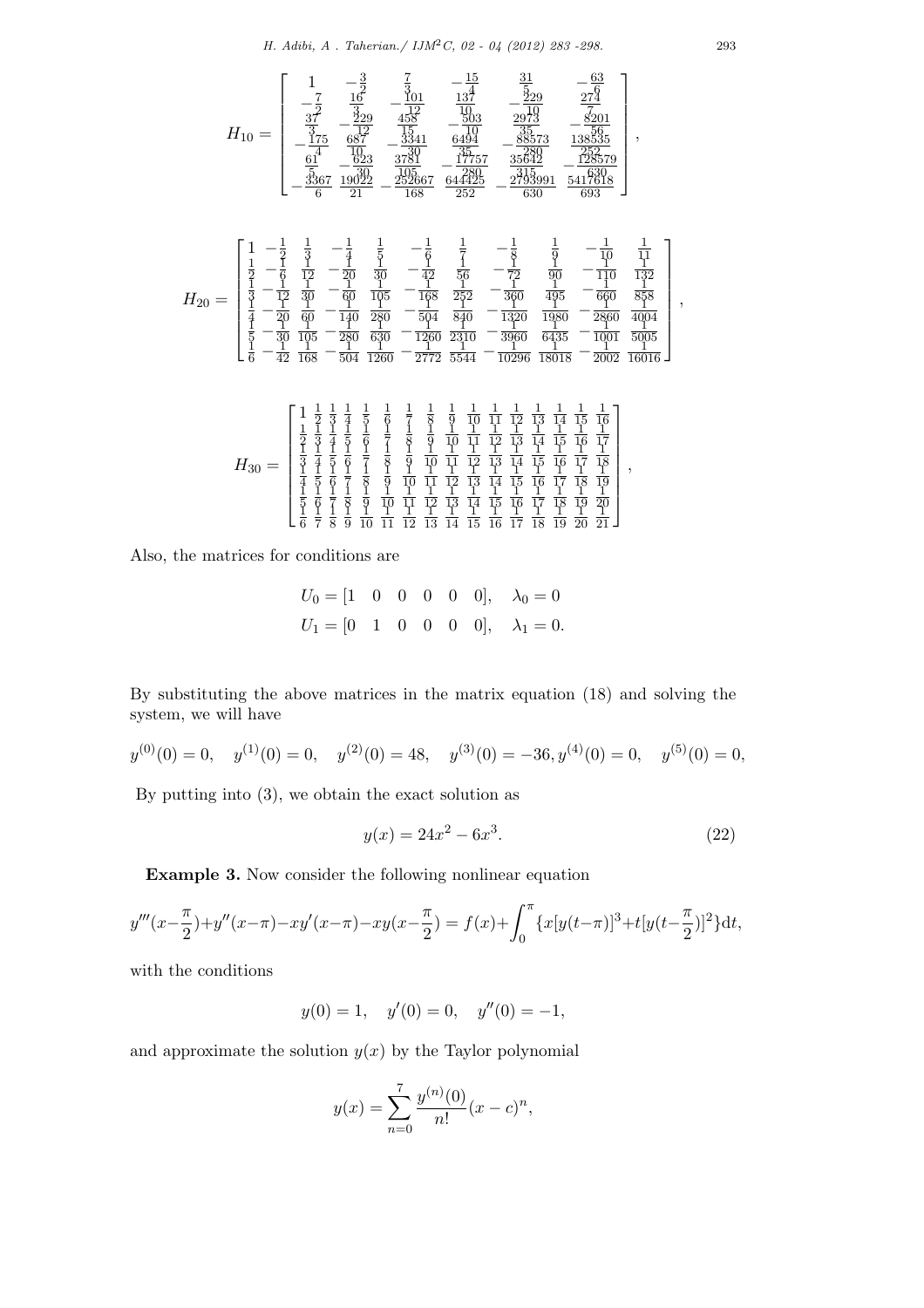$$H_{10} = \begin{bmatrix} 1 & -\frac{3}{2} & \frac{7}{3} & -\frac{15}{4} & \frac{31}{5} & -\frac{63}{6} \\ -\frac{7}{2} & \frac{16}{3} & -\frac{101}{12} & \frac{137}{10} & -\frac{229}{10} & \frac{274}{7} \\ \frac{37}{3} & -\frac{229}{12} & \frac{458}{15} & -\frac{503}{10} & \frac{2973}{35} & -\frac{8201}{56} \\ -\frac{175}{4} & \frac{687}{10} & -\frac{3341}{30} & \frac{6494}{35} & -\frac{88573}{280} & \frac{138535}{252} \\ \frac{61}{5} & -\frac{623}{30} & \frac{3781}{105} & -\frac{17757}{280} & \frac{35642}{315} & -\frac{128579}{630} \\ -\frac{3367}{6} & \frac{19022}{21} & -\frac{252667}{168} & \frac{644425}{252} & -\frac{2793991}{630} & \frac{5417618}{693} \end{bmatrix},$$

$$H_{20} = \begin{bmatrix} 1 & -\frac{1}{2} & \frac{1}{3} & -\frac{1}{4} & \frac{1}{5} & -\frac{1}{6} & \frac{1}{7} & -\frac{1}{8} & \frac{1}{9} & -\frac{1}{10} & \frac{1}{11} \\ \frac{1}{2} & -\frac{1}{6} & \frac{1}{12} & -\frac{1}{20} & \frac{1}{30} & -\frac{1}{42} & \frac{1}{56} & -\frac{1}{72} & \frac{1}{90} & -\frac{1}{110} & \frac{1}{132} \\ \frac{1}{3} & -\frac{1}{12} & \frac{1}{30} & -\frac{1}{60} & \frac{1}{105} & -\frac{1}{168} & \frac{1}{252} & -\frac{1}{360} & \frac{1}{495} & -\frac{1}{660} & \frac{1}{858} \\ \frac{1}{4} & -\frac{1}{20} & \frac{1}{60} & -\frac{1}{140} & \frac{1}{280} & -\frac{1}{504} & \frac{1}{840} & -\frac{1}{1320} & \frac{1}{1980} & -\frac{1}{2860} & \frac{1}{4004} \\ \frac{1}{5} & -\frac{1}{30} & \frac{1}{105} & -\frac{1}{280} & \frac{1}{630} & -\frac{1}{1260} & \frac{1}{2310} & -\frac{1}{3960} & \frac{1}{6435} & -\frac{1}{1001} & \frac{1}{5005} \\ \frac{1}{6} & -\frac{1}{42} & \frac{1}{168} & -\frac{1}{504} & \frac{1}{1260} & -\frac{1}{2772} & \frac{1}{5544} & -\frac{1}{10296} & \frac{1}{18018} & -\frac{1}{2002} & \frac{1}{16016} \end{bmatrix},$$

$$H_{30} = \begin{bmatrix} 1 & \frac{1}{2} & \frac{1}{3} & \frac{1}{4} & \frac{1}{5} & \frac{1}{6} & \frac{1}{7} & \frac{1}{8} & \frac{1}{9} & \frac{1}{10} & \frac{1}{11} & \frac{1}{12} & \frac{1}{13} & \frac{1}{14} & \frac{1}{15} & \frac{1}{16} \\ \frac{1}{2} & \frac{1}{3} & \frac{1}{4} & \frac{1}{5} & \frac{1}{6} & \frac{1}{7} & \frac{1}{8} & \frac{1}{9} & \frac{1}{10} & \frac{1}{11} & \frac{1}{12} & \frac{1}{13} & \frac{1}{14} & \frac{1}{15} & \frac{1}{16} & \frac{1}{17} \\ \frac{1}{3} & \frac{1}{4} & \frac{1}{5} & \frac{1}{6} & \frac{1}{7} & \frac{1}{8} & \frac{1}{9} & \frac{1}{10} & \frac{1}{11} & \frac{1}{12} & \frac{1}{13} & \frac{1}{14} & \frac{1}{15} & \frac{1}{16} & \frac{1}{17} & \frac{1}{18} \\ \frac{1}{4} & \frac{1}{5} & \frac{1}{6} & \frac{1}{7} & \frac{1}{8} & \frac{1}{9} & \frac{1}{10} & \frac{1}{11} & \frac{1}{12} & \frac{1}{13} & \frac{1}{14} & \frac{1}{15} & \frac{1}{16} & \frac{1}{17} & \frac{1}{18} & \frac{1}{19} \\ \frac{1}{5} & \frac{1}{6} & \frac{1}{7} & \frac{1}{8} & \frac{1}{9} & \frac{1}{10} & \frac{1}{11} & \frac{1}{12} & \frac{1}{13} & \frac{1}{14} & \frac{1}{15} & \frac{1}{16} & \frac{1}{17} & \frac{1}{18} & \frac{1}{19} & \frac{1}{20} \\ \frac{1}{6} & \frac{1}{7} & \frac{1}{8} & \frac{1}{9} & \frac{1}{10} & \frac{1}{11} & \frac{1}{12} & \frac{1}{13} & \frac{1}{14} & \frac{1}{15} & \frac{1}{16} & \frac{1}{17} & \frac{1}{18} & \frac{1}{19} & \frac{1}{20} & \frac{1}{21} \end{bmatrix},$$

Also, the matrices for conditions are

$$U_0 = [1 \quad 0 \quad 0 \quad 0 \quad 0 \quad 0], \quad \lambda_0 = 0$$
$$U_1 = [0 \quad 1 \quad 0 \quad 0 \quad 0 \quad 0], \quad \lambda_1 = 0.$$

By substituting the above matrices in the matrix equation (18) and solving the system, we will have

$$y^{(0)}(0) = 0, \quad y^{(1)}(0) = 0, \quad y^{(2)}(0) = 48, \quad y^{(3)}(0) = -36, y^{(4)}(0) = 0, \quad y^{(5)}(0) = 0,$$

By putting into (3), we obtain the exact solution as

$$y(x) = 24x^2 - 6x^3. \tag{22}$$

**Example 3.** Now consider the following nonlinear equation

$$y'''(x-\frac{\pi}{2})+y''(x-\pi)-xy'(x-\pi)-xy(x-\frac{\pi}{2}) = f(x)+\int_0^{\pi}\{x[y(t-\pi)]^3+t[y(t-\frac{\pi}{2})]^2\}\mathrm{d}t,$$

with the conditions

$$y(0) = 1, \quad y'(0) = 0, \quad y''(0) = -1,$$

and approximate the solution $y(x)$ by the Taylor polynomial

$$y(x) = \sum_{n=0}^{7} \frac{y^{(n)}(0)}{n!}(x-c)^n,$$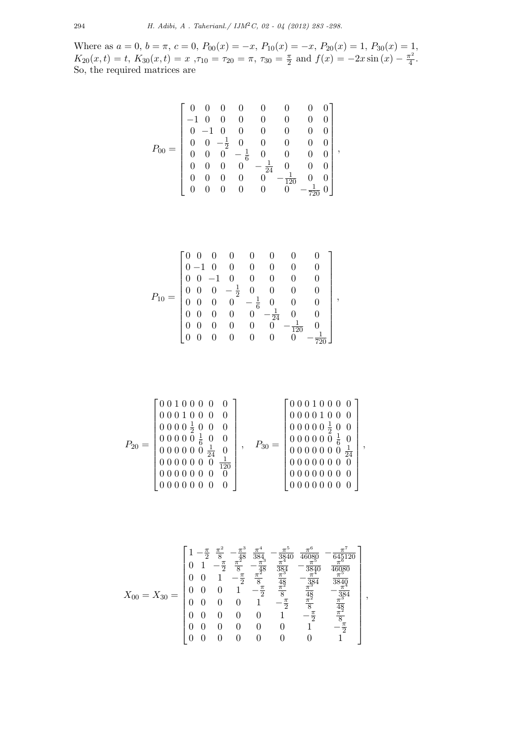Where as $a = 0$, $b = \pi$, $c = 0$, $P_{00}(x) = -x$, $P_{10}(x) = -x$, $P_{20}(x) = 1$, $P_{30}(x) = 1$, $K_{20}(x, t) = t$, $K_{30}(x, t) = x$ ,$\tau_{10} = \tau_{20} = \pi$, $\tau_{30} = \frac{\pi}{2}$ and $f(x) = -2x\sin(x) - \frac{\pi^2}{4}$. So, the required matrices are

$$
P_{00} = \begin{bmatrix}
0 & 0 & 0 & 0 & 0 & 0 & 0 & 0 \\
-1 & 0 & 0 & 0 & 0 & 0 & 0 & 0 \\
0 & -1 & 0 & 0 & 0 & 0 & 0 & 0 \\
0 & 0 & -\frac{1}{2} & 0 & 0 & 0 & 0 & 0 \\
0 & 0 & 0 & -\frac{1}{6} & 0 & 0 & 0 & 0 \\
0 & 0 & 0 & 0 & -\frac{1}{24} & 0 & 0 & 0 \\
0 & 0 & 0 & 0 & 0 & -\frac{1}{120} & 0 & 0 \\
0 & 0 & 0 & 0 & 0 & 0 & -\frac{1}{720} & 0
\end{bmatrix},
$$

$$
P_{10} = \begin{bmatrix}
0 & 0 & 0 & 0 & 0 & 0 & 0 & 0 \\
0 & -1 & 0 & 0 & 0 & 0 & 0 & 0 \\
0 & 0 & -1 & 0 & 0 & 0 & 0 & 0 \\
0 & 0 & 0 & -\frac{1}{2} & 0 & 0 & 0 & 0 \\
0 & 0 & 0 & 0 & -\frac{1}{6} & 0 & 0 & 0 \\
0 & 0 & 0 & 0 & 0 & -\frac{1}{24} & 0 & 0 \\
0 & 0 & 0 & 0 & 0 & 0 & -\frac{1}{120} & 0 \\
0 & 0 & 0 & 0 & 0 & 0 & 0 & -\frac{1}{720}
\end{bmatrix},
$$

$$
P_{20} = \begin{bmatrix}
0 & 0 & 1 & 0 & 0 & 0 & 0 & 0 \\
0 & 0 & 0 & 1 & 0 & 0 & 0 & 0 \\
0 & 0 & 0 & 0 & \frac{1}{2} & 0 & 0 & 0 \\
0 & 0 & 0 & 0 & 0 & \frac{1}{6} & 0 & 0 \\
0 & 0 & 0 & 0 & 0 & 0 & \frac{1}{24} & 0 \\
0 & 0 & 0 & 0 & 0 & 0 & 0 & \frac{1}{120} \\
0 & 0 & 0 & 0 & 0 & 0 & 0 & 0 \\
0 & 0 & 0 & 0 & 0 & 0 & 0 & 0
\end{bmatrix}, \quad
P_{30} = \begin{bmatrix}
0 & 0 & 0 & 1 & 0 & 0 & 0 & 0 \\
0 & 0 & 0 & 0 & 1 & 0 & 0 & 0 \\
0 & 0 & 0 & 0 & 0 & \frac{1}{2} & 0 & 0 \\
0 & 0 & 0 & 0 & 0 & 0 & \frac{1}{6} & 0 \\
0 & 0 & 0 & 0 & 0 & 0 & 0 & \frac{1}{24} \\
0 & 0 & 0 & 0 & 0 & 0 & 0 & 0 \\
0 & 0 & 0 & 0 & 0 & 0 & 0 & 0 \\
0 & 0 & 0 & 0 & 0 & 0 & 0 & 0
\end{bmatrix},
$$

$$
X_{00} = X_{30} = \begin{bmatrix}
1 & -\frac{\pi}{2} & \frac{\pi^2}{8} & -\frac{\pi^3}{48} & \frac{\pi^4}{384} & -\frac{\pi^5}{3840} & \frac{\pi^6}{46080} & -\frac{\pi^7}{645120} \\
0 & 1 & -\frac{\pi}{2} & \frac{\pi^2}{8} & -\frac{\pi^3}{48} & \frac{\pi^4}{384} & -\frac{\pi^5}{3840} & \frac{\pi^6}{46080} \\
0 & 0 & 1 & -\frac{\pi}{2} & \frac{\pi^2}{8} & -\frac{\pi^3}{48} & -\frac{\pi^4}{384} & \frac{\pi^5}{3840} \\
0 & 0 & 0 & 1 & -\frac{\pi}{2} & \frac{\pi^2}{8} & \frac{\pi^3}{48} & -\frac{\pi^4}{384} \\
0 & 0 & 0 & 0 & 1 & -\frac{\pi}{2} & \frac{\pi^2}{8} & \frac{\pi^3}{48} \\
0 & 0 & 0 & 0 & 0 & 1 & -\frac{\pi}{2} & \frac{\pi^2}{8} \\
0 & 0 & 0 & 0 & 0 & 0 & 1 & -\frac{\pi}{2} \\
0 & 0 & 0 & 0 & 0 & 0 & 0 & 1
\end{bmatrix},
$$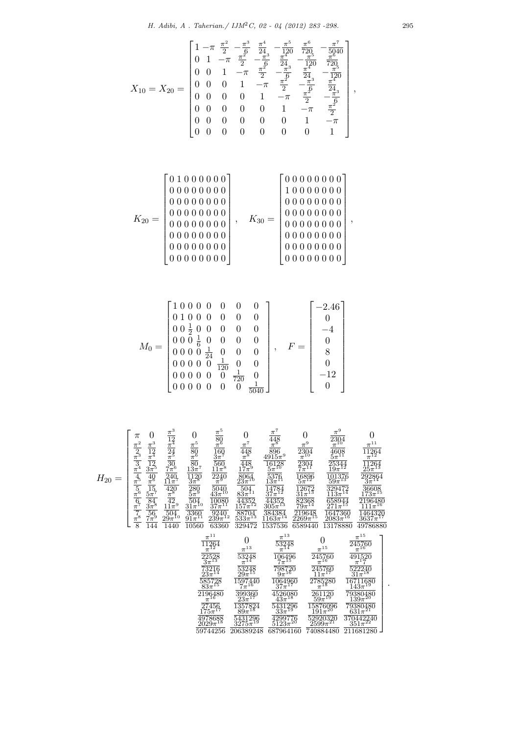$$X_{10} = X_{20} = \begin{bmatrix} 1 & -\pi & \frac{\pi^2}{2} & -\frac{\pi^3}{6} & \frac{\pi^4}{24} & -\frac{\pi^5}{120} & \frac{\pi^6}{720} & -\frac{\pi^7}{5040} \\ 0 & 1 & -\pi & \frac{\pi^2}{2} & -\frac{\pi^3}{6} & \frac{\pi^4}{24} & -\frac{\pi^5}{120} & \frac{\pi^6}{720} \\ 0 & 0 & 1 & -\pi & \frac{\pi^2}{2} & -\frac{\pi^3}{6} & \frac{\pi^4}{24} & -\frac{\pi^5}{120} \\ 0 & 0 & 0 & 1 & -\pi & \frac{\pi^2}{2} & -\frac{\pi^3}{6} & \frac{\pi^4}{24} \\ 0 & 0 & 0 & 0 & 1 & -\pi & \frac{\pi^2}{2} & -\frac{\pi^3}{6} \\ 0 & 0 & 0 & 0 & 0 & 1 & -\pi & \frac{\pi^2}{2} \\ 0 & 0 & 0 & 0 & 0 & 0 & 1 & -\pi \\ 0 & 0 & 0 & 0 & 0 & 0 & 0 & 1 \end{bmatrix},$$

$$K_{20} = \begin{bmatrix} 0&1&0&0&0&0&0&0 \\ 0&0&0&0&0&0&0&0 \\ 0&0&0&0&0&0&0&0 \\ 0&0&0&0&0&0&0&0 \\ 0&0&0&0&0&0&0&0 \\ 0&0&0&0&0&0&0&0 \\ 0&0&0&0&0&0&0&0 \\ 0&0&0&0&0&0&0&0 \end{bmatrix}, \quad K_{30} = \begin{bmatrix} 0&0&0&0&0&0&0&0 \\ 1&0&0&0&0&0&0&0 \\ 0&0&0&0&0&0&0&0 \\ 0&0&0&0&0&0&0&0 \\ 0&0&0&0&0&0&0&0 \\ 0&0&0&0&0&0&0&0 \\ 0&0&0&0&0&0&0&0 \\ 0&0&0&0&0&0&0&0 \end{bmatrix},$$

$$M_0 = \begin{bmatrix} 1&0&0&0&0&0&0&0 \\ 0&1&0&0&0&0&0&0 \\ 0&0&\frac{1}{2}&0&0&0&0&0 \\ 0&0&0&\frac{1}{6}&0&0&0&0 \\ 0&0&0&0&\frac{1}{24}&0&0&0 \\ 0&0&0&0&0&\frac{1}{120}&0&0 \\ 0&0&0&0&0&0&\frac{1}{720}&0 \\ 0&0&0&0&0&0&0&\frac{1}{5040} \end{bmatrix}, \quad F = \begin{bmatrix} -2.46 \\ 0 \\ -4 \\ 0 \\ 8 \\ 0 \\ -12 \\ 0 \end{bmatrix}$$

$$H_{20} = \left[\begin{array}{cccccccccc} \pi & 0 & \frac{\pi^3}{12} & 0 & \frac{\pi^5}{80} & 0 & \frac{\pi^7}{448} & 0 & \frac{\pi^9}{2304} & 0 \\ \frac{\pi^2}{2} & \frac{\pi^3}{12} & \frac{\pi^4}{24} & \frac{\pi^5}{80} & \frac{\pi^6}{160} & \frac{\pi^7}{448} & \frac{\pi^8}{896} & \frac{\pi^9}{2304} & \frac{\pi^{10}}{4608} & \frac{\pi^{11}}{11264} \\ \frac{\pi^3}{3} & \frac{\pi^4}{12} & \frac{\pi^5}{30} & \frac{\pi^6}{80} & \frac{3\pi^7}{560} & \frac{\pi^8}{448} & \frac{4915\pi^9}{16128} & \frac{\pi^{10}}{2304} & \frac{5\pi^{11}}{25344} & \frac{\pi^{12}}{11264} \\ \frac{\pi^4}{4} & \frac{3\pi^5}{40} & \frac{7\pi^6}{240} & \frac{13\pi^7}{1120} & \frac{11\pi^8}{2240} & \frac{17\pi^9}{8064} & \frac{5\pi^{10}}{5376} & \frac{7\pi^{11}}{16896} & \frac{19\pi^{12}}{101376} & \frac{25\pi^{13}}{292864} \\ \frac{\pi^5}{5} & \frac{\pi^6}{15} & \frac{11\pi^7}{420} & \frac{3\pi^8}{280} & \frac{\pi^9}{5040} & \frac{23\pi^{10}}{504} & \frac{13\pi^{11}}{14784} & \frac{5\pi^{12}}{12672} & \frac{59\pi^{13}}{329472} & \frac{3\pi^{14}}{36608} \\ \frac{\pi^6}{6} & \frac{5\pi^7}{84} & \frac{\pi^8}{42} & \frac{5\pi^9}{504} & \frac{43\pi^{10}}{10080} & \frac{83\pi^{11}}{44352} & \frac{37\pi^{12}}{44352} & \frac{31\pi^{13}}{82368} & \frac{113\pi^{14}}{658944} & \frac{173\pi^{15}}{2196480} \\ \frac{\pi^7}{7} & \frac{3\pi^8}{56} & \frac{11\pi^9}{504} & \frac{31\pi^{10}}{3360} & \frac{37\pi^{11}}{9240} & \frac{157\pi^{12}}{88704} & \frac{305\pi^{13}}{384384} & \frac{79\pi^{14}}{219648} & \frac{271\pi^{15}}{1647360} & \frac{111\pi^{16}}{1464320} \\ \frac{\pi^8}{8} & \frac{7\pi^9}{144} & \frac{29\pi^{10}}{1440} & \frac{91\pi^{11}}{10560} & \frac{239\pi^{12}}{63360} & \frac{533\pi^{13}}{329472} & \frac{1163\pi^{14}}{1537536} & \frac{2269\pi^{15}}{6589440} & \frac{2083\pi^{16}}{13178880} & \frac{3637\pi^{17}}{49786880} \end{array}\right.$$

$$\left.\begin{array}{ccccc} \frac{\pi^{11}}{11264} & 0 & \frac{\pi^{13}}{53248} & 0 & \frac{\pi^{15}}{245760} \\ \frac{\pi^{12}}{22528} & \frac{\pi^{13}}{53248} & \frac{\pi^{14}}{106496} & \frac{\pi^{15}}{245760} & \frac{\pi^{16}}{491520} \\ \frac{3\pi^{13}}{73216} & \frac{\pi^{14}}{53248} & \frac{7\pi^{15}}{798720} & \frac{\pi^{16}}{245760} & \frac{\pi^{17}}{522240} \\ \frac{23\pi^{14}}{585728} & \frac{29\pi^{15}}{1597440} & \frac{9\pi^{16}}{1064960} & \frac{11\pi^{17}}{2785280} & \frac{31\pi^{18}}{16711680} \\ \frac{83\pi^{15}}{2196480} & \frac{7\pi^{16}}{399360} & \frac{37\pi^{17}}{4526080} & \frac{\pi^{18}}{261120} & \frac{143\pi^{19}}{79380480} \\ \frac{\pi^{16}}{27456} & \frac{23\pi^{17}}{1357824} & \frac{43\pi^{18}}{5431296} & \frac{59\pi^{19}}{15876096} & \frac{139\pi^{20}}{79380480} \\ \frac{175\pi^{17}}{4978688} & \frac{89\pi^{18}}{5431296} & \frac{33\pi^{19}}{4299776} & \frac{191\pi^{20}}{52920320} & \frac{631\pi^{21}}{370442240} \\ \frac{2029\pi^{18}}{59744256} & \frac{3275\pi^{19}}{206389248} & \frac{5123\pi^{20}}{687964160} & \frac{2599\pi^{21}}{740884480} & \frac{351\pi^{22}}{211681280} \end{array}\right].$$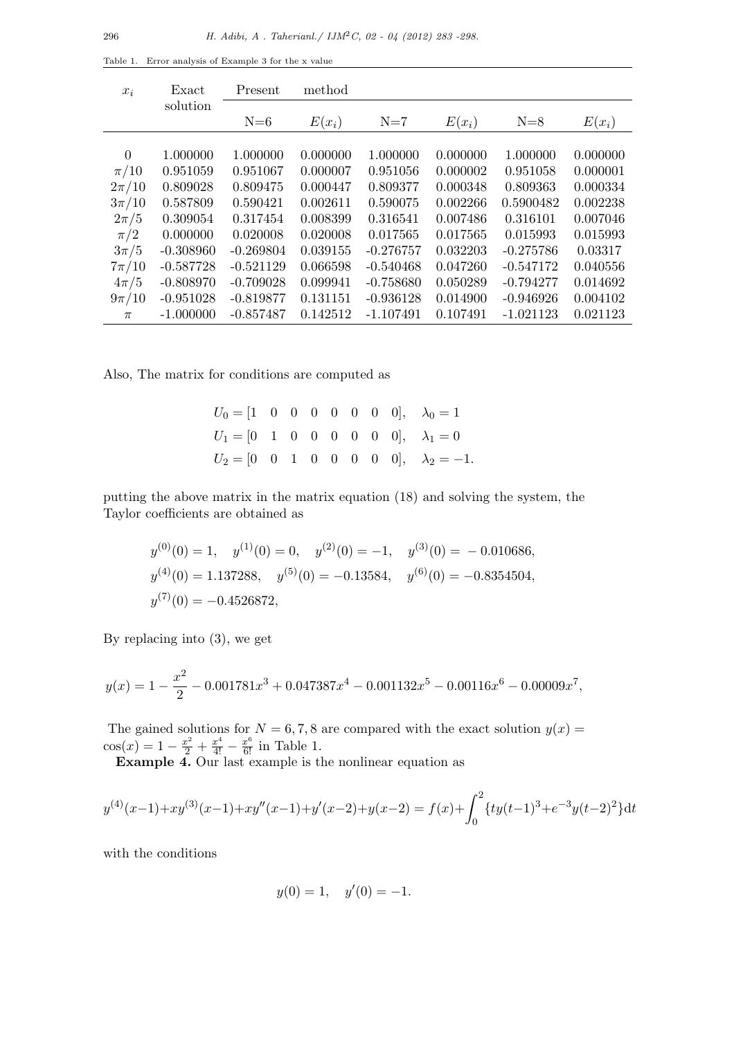Table 1. Error analysis of Example 3 for the x value

| $x_i$ | Exact solution | Present method | | | | | |
|---|---|---|---|---|---|---|---|
| | | N=6 | $E(x_i)$ | N=7 | $E(x_i)$ | N=8 | $E(x_i)$ |
| 0 | 1.000000 | 1.000000 | 0.000000 | 1.000000 | 0.000000 | 1.000000 | 0.000000 |
| $\pi/10$ | 0.951059 | 0.951067 | 0.000007 | 0.951056 | 0.000002 | 0.951058 | 0.000001 |
| $2\pi/10$ | 0.809028 | 0.809475 | 0.000447 | 0.809377 | 0.000348 | 0.809363 | 0.000334 |
| $3\pi/10$ | 0.587809 | 0.590421 | 0.002611 | 0.590075 | 0.002266 | 0.5900482 | 0.002238 |
| $2\pi/5$ | 0.309054 | 0.317454 | 0.008399 | 0.316541 | 0.007486 | 0.316101 | 0.007046 |
| $\pi/2$ | 0.000000 | 0.020008 | 0.020008 | 0.017565 | 0.017565 | 0.015993 | 0.015993 |
| $3\pi/5$ | -0.308960 | -0.269804 | 0.039155 | -0.276757 | 0.032203 | -0.275786 | 0.03317 |
| $7\pi/10$ | -0.587728 | -0.521129 | 0.066598 | -0.540468 | 0.047260 | -0.547172 | 0.040556 |
| $4\pi/5$ | -0.808970 | -0.709028 | 0.099941 | -0.758680 | 0.050289 | -0.794277 | 0.014692 |
| $9\pi/10$ | -0.951028 | -0.819877 | 0.131151 | -0.936128 | 0.014900 | -0.946926 | 0.004102 |
| $\pi$ | -1.000000 | -0.857487 | 0.142512 | -1.107491 | 0.107491 | -1.021123 | 0.021123 |

Also, The matrix for conditions are computed as

$$U_0 = [1 \quad 0 \quad 0 \quad 0 \quad 0 \quad 0 \quad 0 \quad 0], \quad \lambda_0 = 1$$
$$U_1 = [0 \quad 1 \quad 0 \quad 0 \quad 0 \quad 0 \quad 0 \quad 0], \quad \lambda_1 = 0$$
$$U_2 = [0 \quad 0 \quad 1 \quad 0 \quad 0 \quad 0 \quad 0 \quad 0], \quad \lambda_2 = -1.$$

putting the above matrix in the matrix equation (18) and solving the system, the Taylor coefficients are obtained as

$$y^{(0)}(0) = 1, \quad y^{(1)}(0) = 0, \quad y^{(2)}(0) = -1, \quad y^{(3)}(0) = -0.010686,$$
$$y^{(4)}(0) = 1.137288, \quad y^{(5)}(0) = -0.13584, \quad y^{(6)}(0) = -0.8354504,$$
$$y^{(7)}(0) = -0.4526872,$$

By replacing into (3), we get

$$y(x) = 1 - \frac{x^2}{2} - 0.001781x^3 + 0.047387x^4 - 0.001132x^5 - 0.00116x^6 - 0.00009x^7,$$

The gained solutions for $N = 6, 7, 8$ are compared with the exact solution $y(x) = \cos(x) = 1 - \frac{x^2}{2} + \frac{x^4}{4!} - \frac{x^6}{6!}$ in Table 1.

**Example 4.** Our last example is the nonlinear equation as

$$y^{(4)}(x-1)+xy^{(3)}(x-1)+xy''(x-1)+y'(x-2)+y(x-2) = f(x)+\int_0^2 \{ty(t-1)^3+e^{-3}y(t-2)^2\}\mathrm{d}t$$

with the conditions

$$y(0) = 1, \quad y'(0) = -1.$$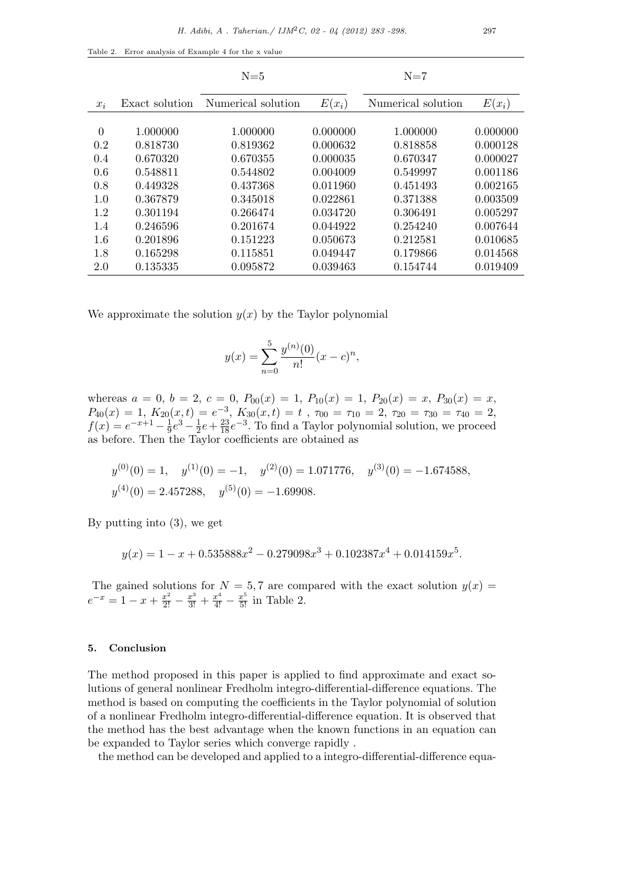Table 2. Error analysis of Example 4 for the x value

| | | N=5 | | N=7 | |
|---|---|---|---|---|---|
| $x_i$ | Exact solution | Numerical solution | $E(x_i)$ | Numerical solution | $E(x_i)$ |
| 0 | 1.000000 | 1.000000 | 0.000000 | 1.000000 | 0.000000 |
| 0.2 | 0.818730 | 0.819362 | 0.000632 | 0.818858 | 0.000128 |
| 0.4 | 0.670320 | 0.670355 | 0.000035 | 0.670347 | 0.000027 |
| 0.6 | 0.548811 | 0.544802 | 0.004009 | 0.549997 | 0.001186 |
| 0.8 | 0.449328 | 0.437368 | 0.011960 | 0.451493 | 0.002165 |
| 1.0 | 0.367879 | 0.345018 | 0.022861 | 0.371388 | 0.003509 |
| 1.2 | 0.301194 | 0.266474 | 0.034720 | 0.306491 | 0.005297 |
| 1.4 | 0.246596 | 0.201674 | 0.044922 | 0.254240 | 0.007644 |
| 1.6 | 0.201896 | 0.151223 | 0.050673 | 0.212581 | 0.010685 |
| 1.8 | 0.165298 | 0.115851 | 0.049447 | 0.179866 | 0.014568 |
| 2.0 | 0.135335 | 0.095872 | 0.039463 | 0.154744 | 0.019409 |

We approximate the solution $y(x)$ by the Taylor polynomial

$$y(x) = \sum_{n=0}^{5} \frac{y^{(n)}(0)}{n!}(x-c)^n,$$

whereas $a = 0$, $b = 2$, $c = 0$, $P_{00}(x) = 1$, $P_{10}(x) = 1$, $P_{20}(x) = x$, $P_{30}(x) = x$, $P_{40}(x) = 1$, $K_{20}(x,t) = e^{-3}$, $K_{30}(x,t) = t$ , $\tau_{00} = \tau_{10} = 2$, $\tau_{20} = \tau_{30} = \tau_{40} = 2$, $f(x) = e^{-x+1} - \frac{1}{9}e^3 - \frac{1}{2}e + \frac{23}{18}e^{-3}$. To find a Taylor polynomial solution, we proceed as before. Then the Taylor coefficients are obtained as

$$y^{(0)}(0) = 1, \quad y^{(1)}(0) = -1, \quad y^{(2)}(0) = 1.071776, \quad y^{(3)}(0) = -1.674588,$$
$$y^{(4)}(0) = 2.457288, \quad y^{(5)}(0) = -1.69908.$$

By putting into (3), we get

$$y(x) = 1 - x + 0.535888x^2 - 0.279098x^3 + 0.102387x^4 + 0.014159x^5.$$

The gained solutions for $N = 5, 7$ are compared with the exact solution $y(x) = e^{-x} = 1 - x + \frac{x^2}{2!} - \frac{x^3}{3!} + \frac{x^4}{4!} - \frac{x^5}{5!}$ in Table 2.

## 5. Conclusion

The method proposed in this paper is applied to find approximate and exact solutions of general nonlinear Fredholm integro-differential-difference equations. The method is based on computing the coefficients in the Taylor polynomial of solution of a nonlinear Fredholm integro-differential-difference equation. It is observed that the method has the best advantage when the known functions in an equation can be expanded to Taylor series which converge rapidly .

the method can be developed and applied to a integro-differential-difference equa-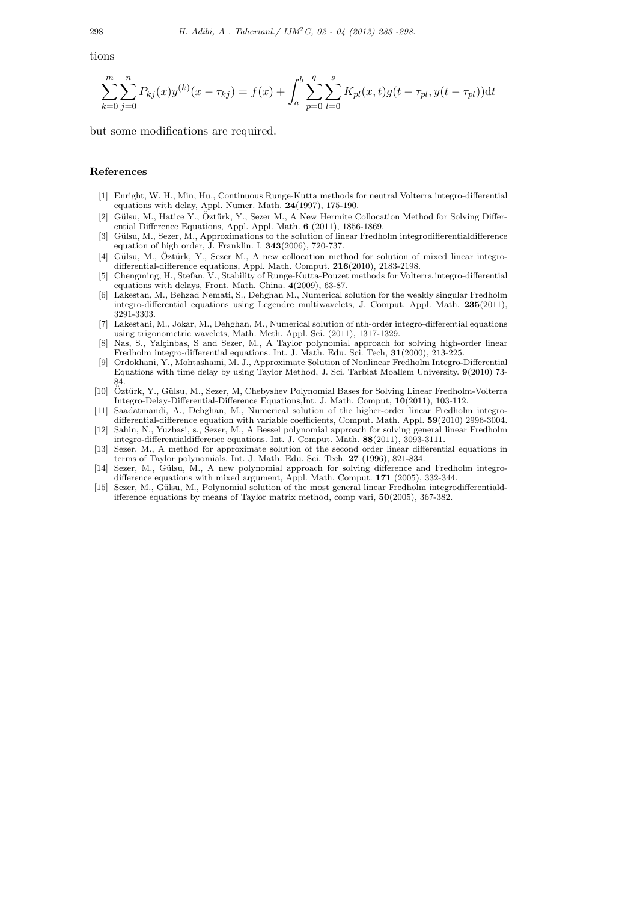tions

$$\sum_{k=0}^{m}\sum_{j=0}^{n} P_{kj}(x)y^{(k)}(x-\tau_{kj}) = f(x) + \int_a^b \sum_{p=0}^{q}\sum_{l=0}^{s} K_{pl}(x,t)g(t-\tau_{pl}, y(t-\tau_{pl}))\mathrm{d}t$$

but some modifications are required.

## References

[1] Enright, W. H., Min, Hu., Continuous Runge-Kutta methods for neutral Volterra integro-differential equations with delay, Appl. Numer. Math. **24**(1997), 175-190.

[2] Gülsu, M., Hatice Y., Öztürk, Y., Sezer M., A New Hermite Collocation Method for Solving Differential Difference Equations, Appl. Appl. Math. **6** (2011), 1856-1869.

[3] Gülsu, M., Sezer, M., Approximations to the solution of linear Fredholm integrodifferentialdifference equation of high order, J. Franklin. I. **343**(2006), 720-737.

[4] Gülsu, M., Öztürk, Y., Sezer M., A new collocation method for solution of mixed linear integro-differential-difference equations, Appl. Math. Comput. **216**(2010), 2183-2198.

[5] Chengming, H., Stefan, V., Stability of Runge-Kutta-Pouzet methods for Volterra integro-differential equations with delays, Front. Math. China. **4**(2009), 63-87.

[6] Lakestan, M., Behzad Nemati, S., Dehghan M., Numerical solution for the weakly singular Fredholm integro-differential equations using Legendre multiwavelets, J. Comput. Appl. Math. **235**(2011), 3291-3303.

[7] Lakestani, M., Jokar, M., Dehghan, M., Numerical solution of nth-order integro-differential equations using trigonometric wavelets, Math. Meth. Appl. Sci. (2011), 1317-1329.

[8] Nas, S., Yalçinbas, S and Sezer, M., A Taylor polynomial approach for solving high-order linear Fredholm integro-differential equations. Int. J. Math. Edu. Sci. Tech, **31**(2000), 213-225.

[9] Ordokhani, Y., Mohtashami, M. J., Approximate Solution of Nonlinear Fredholm Integro-Differential Equations with time delay by using Taylor Method, J. Sci. Tarbiat Moallem University. **9**(2010) 73-84.

[10] Öztürk, Y., Gülsu, M., Sezer, M, Chebyshev Polynomial Bases for Solving Linear Fredholm-Volterra Integro-Delay-Differential-Difference Equations,Int. J. Math. Comput, **10**(2011), 103-112.

[11] Saadatmandi, A., Dehghan, M., Numerical solution of the higher-order linear Fredholm integro-differential-difference equation with variable coefficients, Comput. Math. Appl. **59**(2010) 2996-3004.

[12] Sahin, N., Yuzbasi, s., Sezer, M., A Bessel polynomial approach for solving general linear Fredholm integro-differentialdifference equations. Int. J. Comput. Math. **88**(2011), 3093-3111.

[13] Sezer, M., A method for approximate solution of the second order linear differential equations in terms of Taylor polynomials. Int. J. Math. Edu. Sci. Tech. **27** (1996), 821-834.

[14] Sezer, M., Gülsu, M., A new polynomial approach for solving difference and Fredholm integro-difference equations with mixed argument, Appl. Math. Comput. **171** (2005), 332-344.

[15] Sezer, M., Gülsu, M., Polynomial solution of the most general linear Fredholm integrodifferentialdifference equations by means of Taylor matrix method, comp vari, **50**(2005), 367-382.